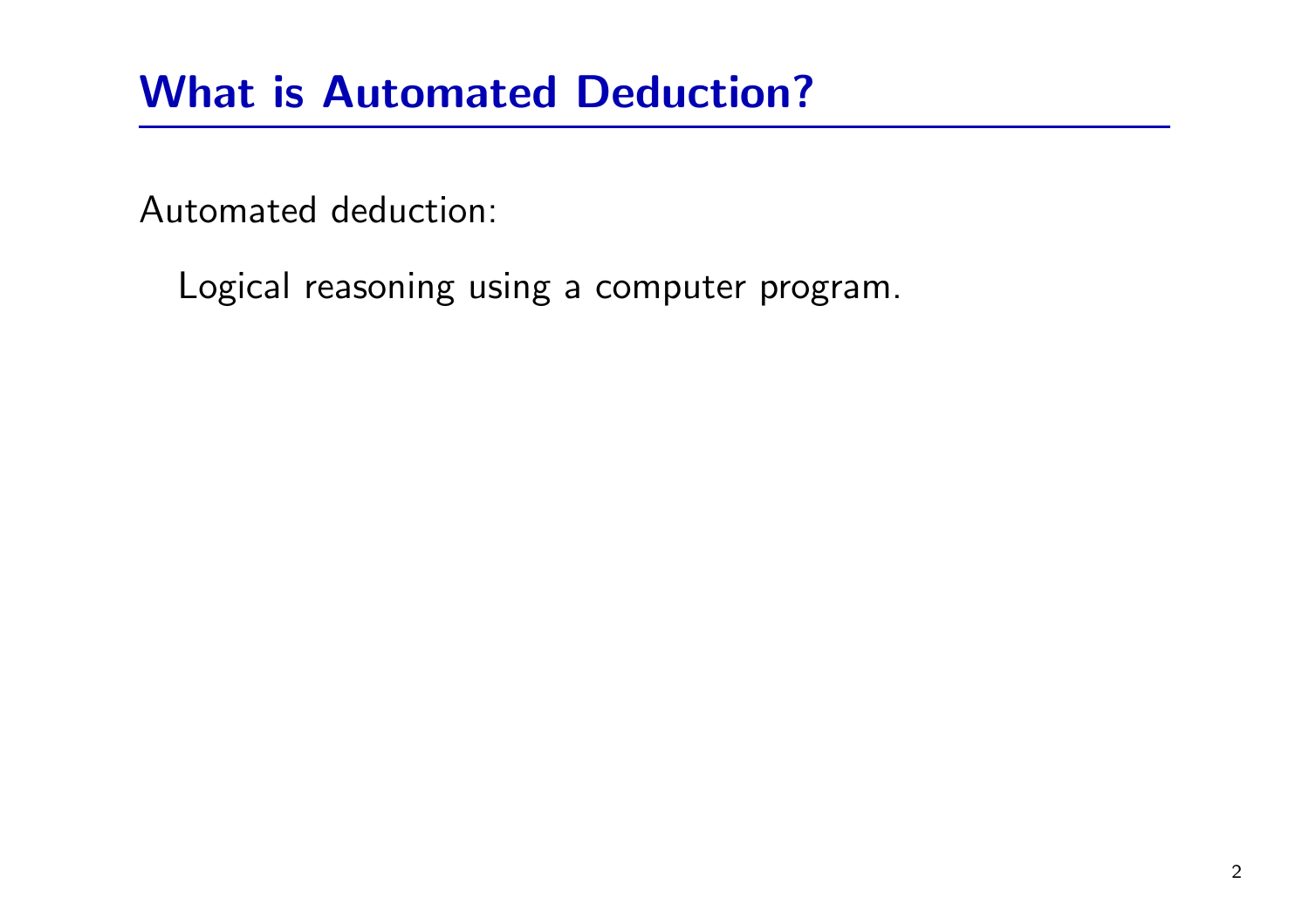# What is Automated Deduction?

Automated deduction:

Logical reasoning using a computer program.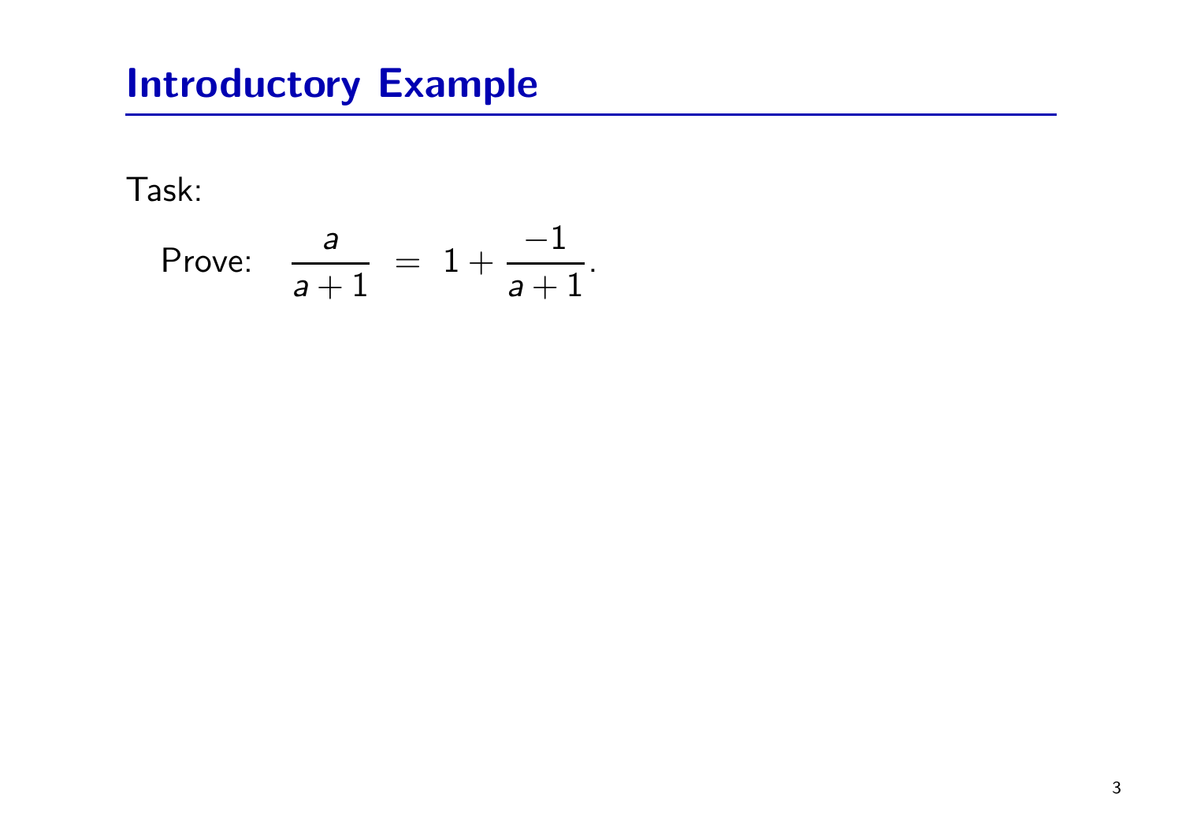## Introductory Example

Task:

Prove: $$\frac{a}{a+1} = 1 + \frac{-1}{a+1}.$$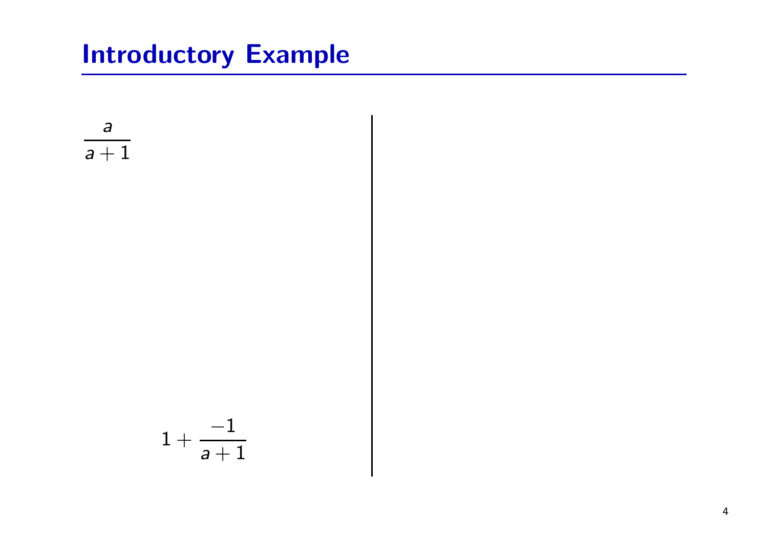# Introductory Example

$$\frac{a}{a+1}$$

$$1 + \frac{-1}{a+1}$$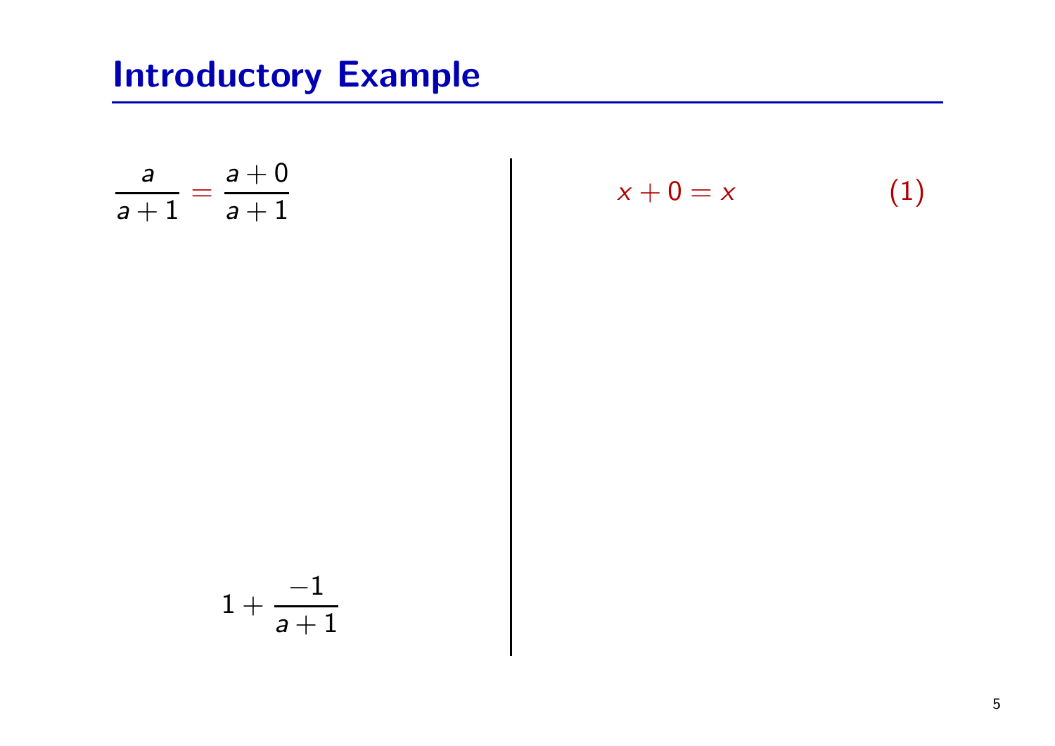# Introductory Example

$$\frac{a}{a+1} = \frac{a+0}{a+1}$$

$$1 + \frac{-1}{a+1}$$

$$x + 0 = x \qquad (1)$$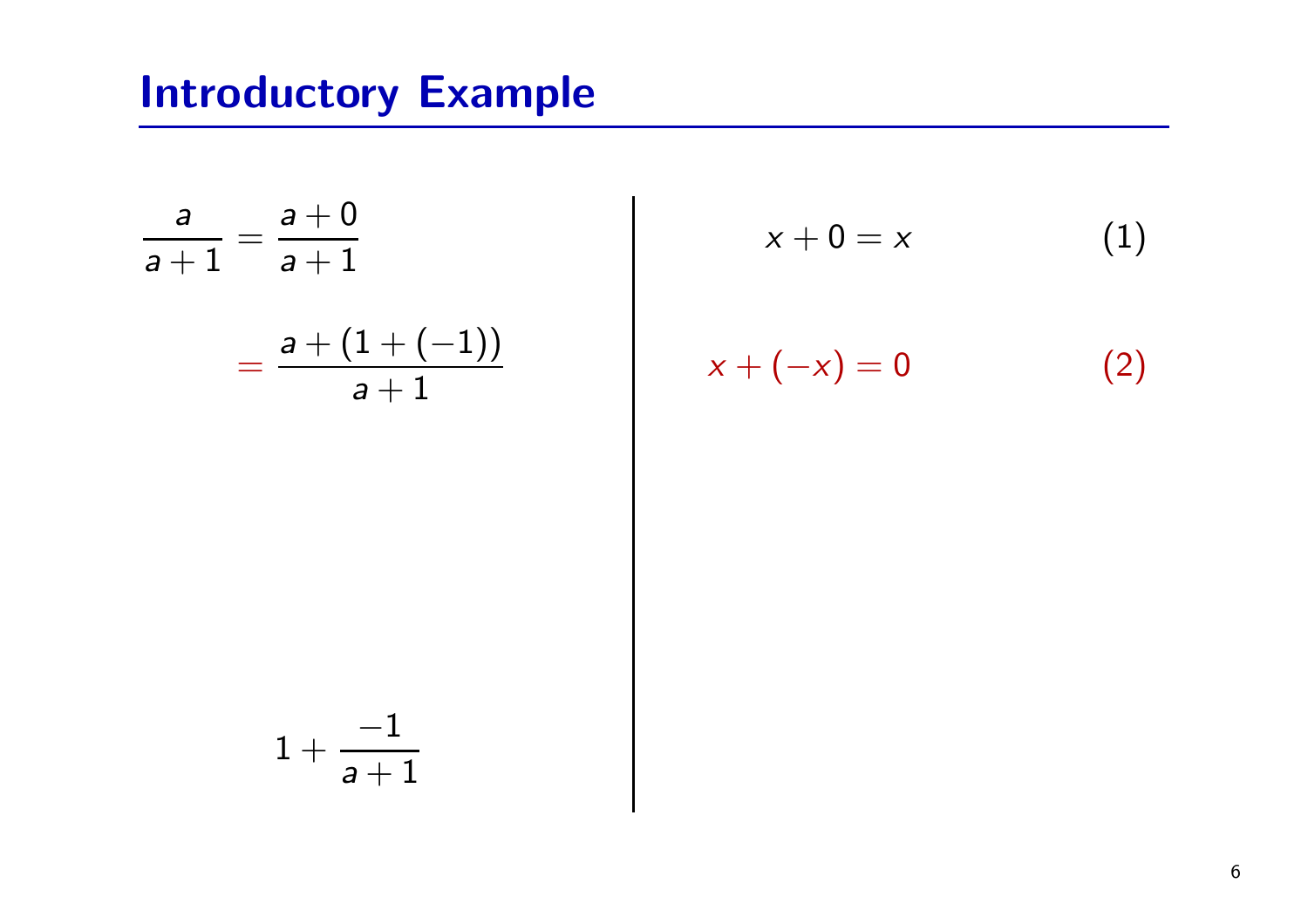# Introductory Example

$$\frac{a}{a+1} = \frac{a+0}{a+1}$$

$$= \frac{a+(1+(-1))}{a+1}$$

$$1 + \frac{-1}{a+1}$$

$$x + 0 = x \qquad (1)$$

$$x + (-x) = 0 \qquad (2)$$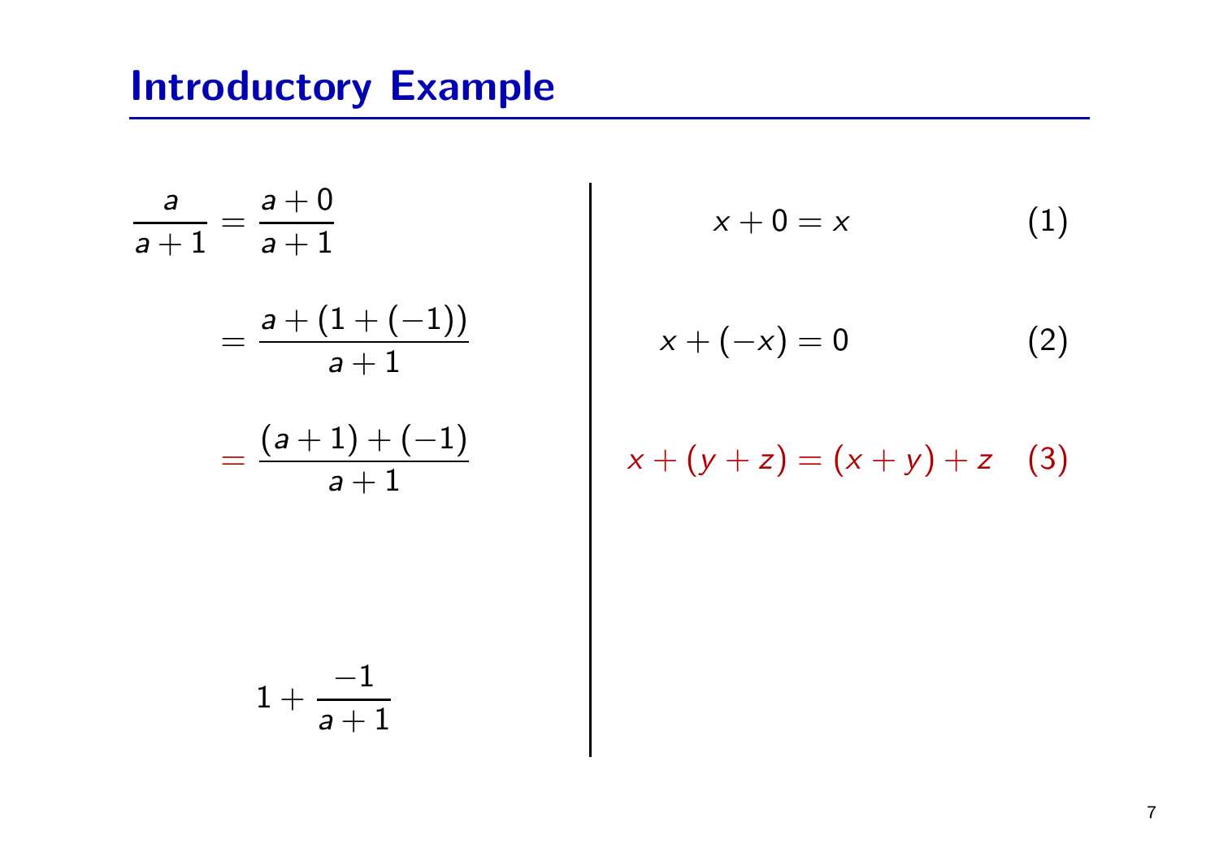# Introductory Example

$$
\begin{aligned}
\frac{a}{a+1} &= \frac{a+0}{a+1} \\
&= \frac{a+(1+(-1))}{a+1} \\
&= \frac{(a+1)+(-1)}{a+1}
\end{aligned}
$$

$$1 + \frac{-1}{a+1}$$

$$x + 0 = x \quad (1)$$

$$x + (-x) = 0 \quad (2)$$

$$x + (y + z) = (x + y) + z \quad (3)$$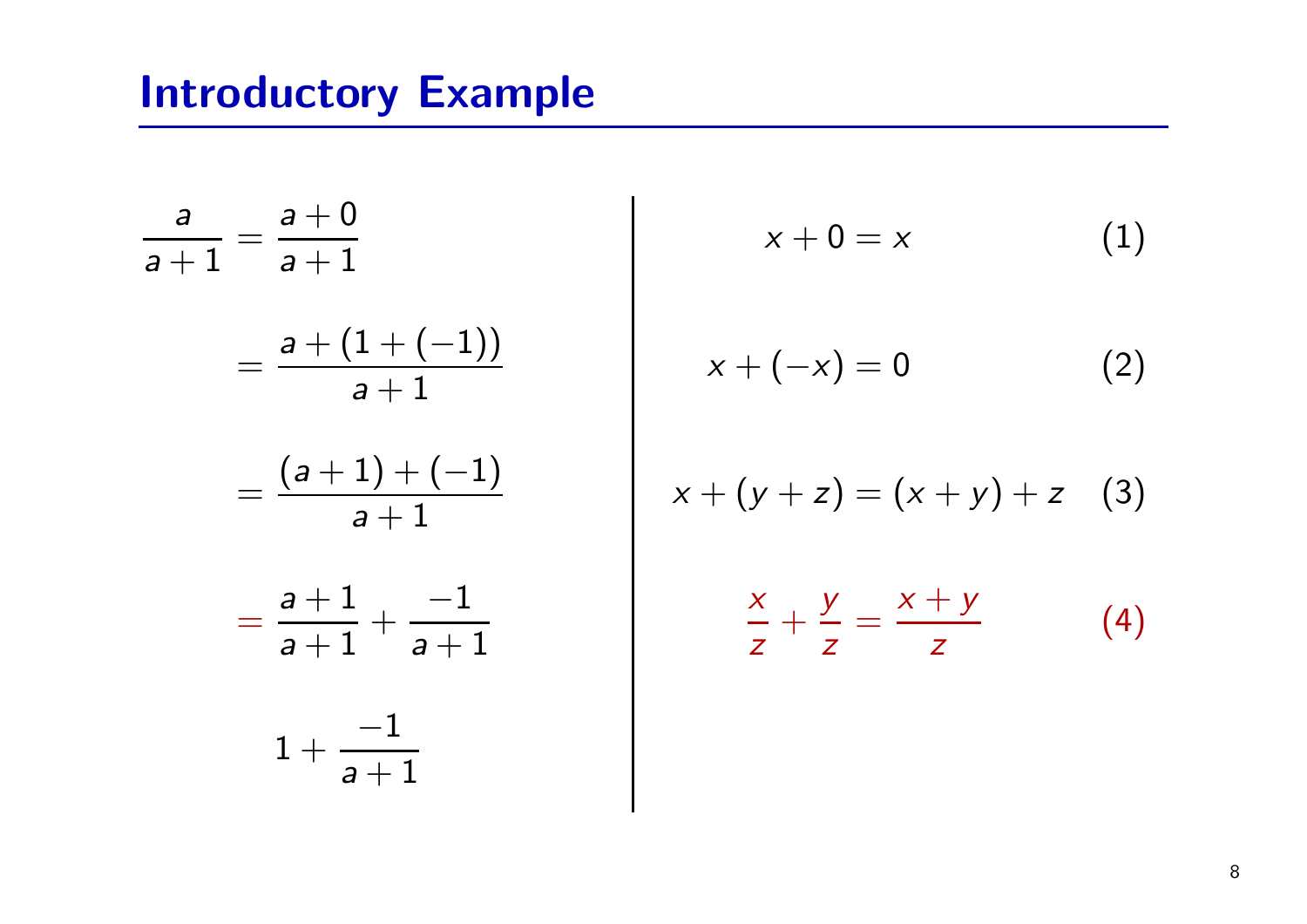# Introductory Example

$$
\begin{aligned}
\frac{a}{a+1} &= \frac{a+0}{a+1} \\
&= \frac{a+(1+(-1))}{a+1} \\
&= \frac{(a+1)+(-1)}{a+1} \\
&= \frac{a+1}{a+1} + \frac{-1}{a+1} \\
& \quad 1 + \frac{-1}{a+1}
\end{aligned}
$$

$$x + 0 = x \qquad (1)$$

$$x + (-x) = 0 \qquad (2)$$

$$x + (y + z) = (x + y) + z \qquad (3)$$

$$\frac{x}{z} + \frac{y}{z} = \frac{x+y}{z} \qquad (4)$$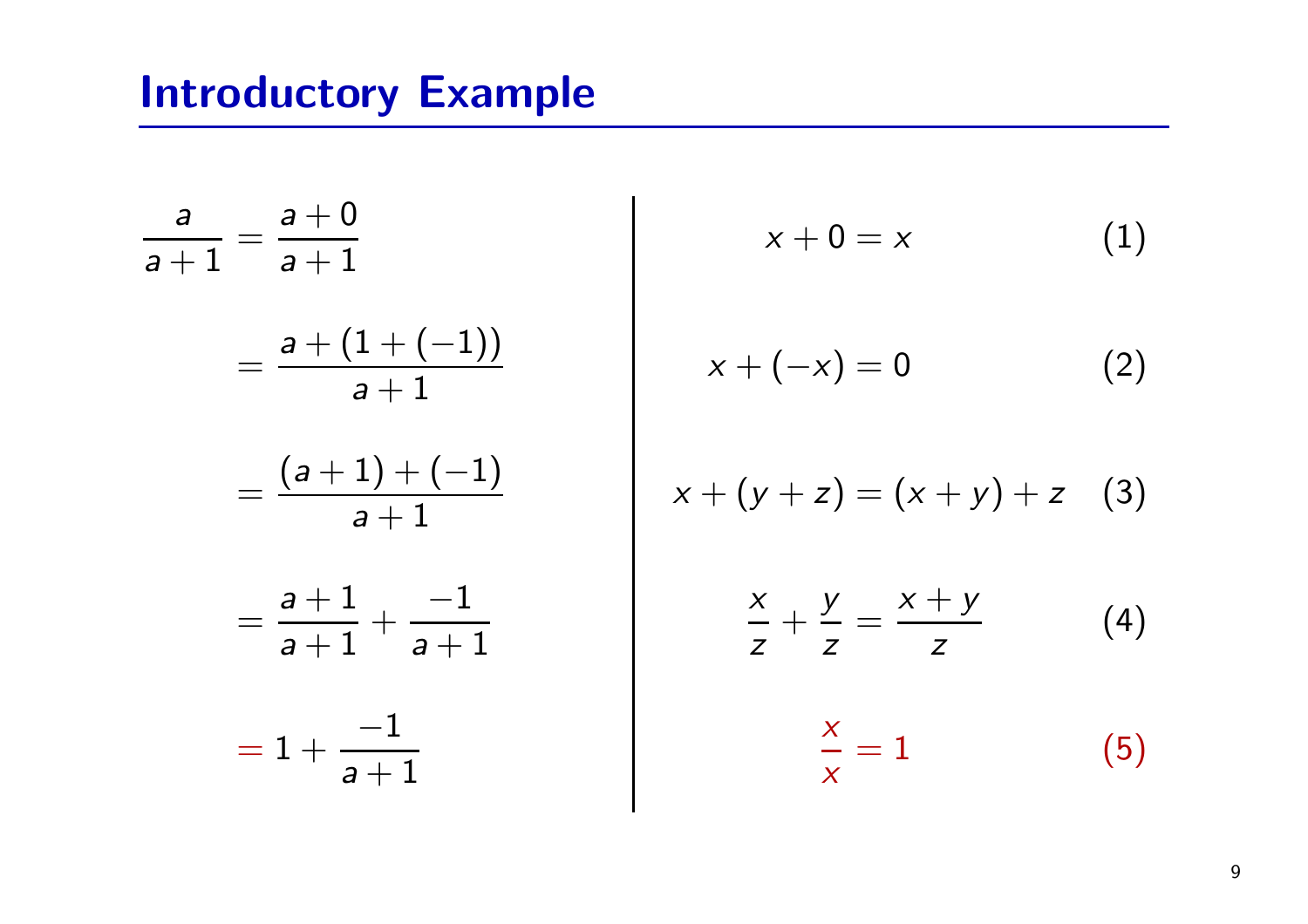# Introductory Example

$$
\begin{aligned}
\frac{a}{a+1} &= \frac{a+0}{a+1} \\
&= \frac{a+(1+(-1))}{a+1} \\
&= \frac{(a+1)+(-1)}{a+1} \\
&= \frac{a+1}{a+1} + \frac{-1}{a+1} \\
&= 1 + \frac{-1}{a+1}
\end{aligned}
$$

$$x + 0 = x \tag{1}$$

$$x + (-x) = 0 \tag{2}$$

$$x + (y + z) = (x + y) + z \tag{3}$$

$$\frac{x}{z} + \frac{y}{z} = \frac{x+y}{z} \tag{4}$$

$$\frac{x}{x} = 1 \tag{5}$$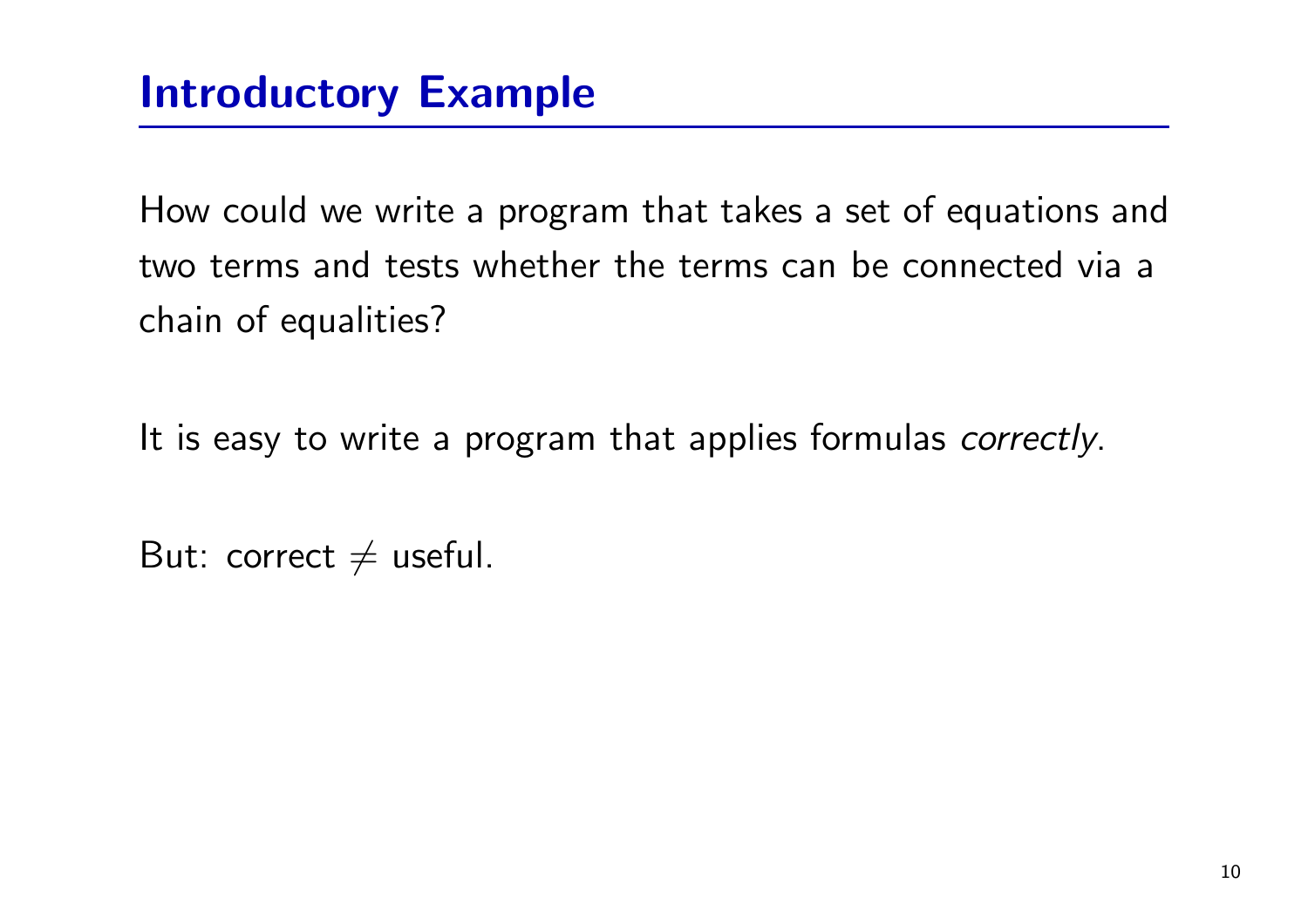# Introductory Example

How could we write a program that takes a set of equations and two terms and tests whether the terms can be connected via a chain of equalities?

It is easy to write a program that applies formulas *correctly*.

But: correct $\neq$ useful.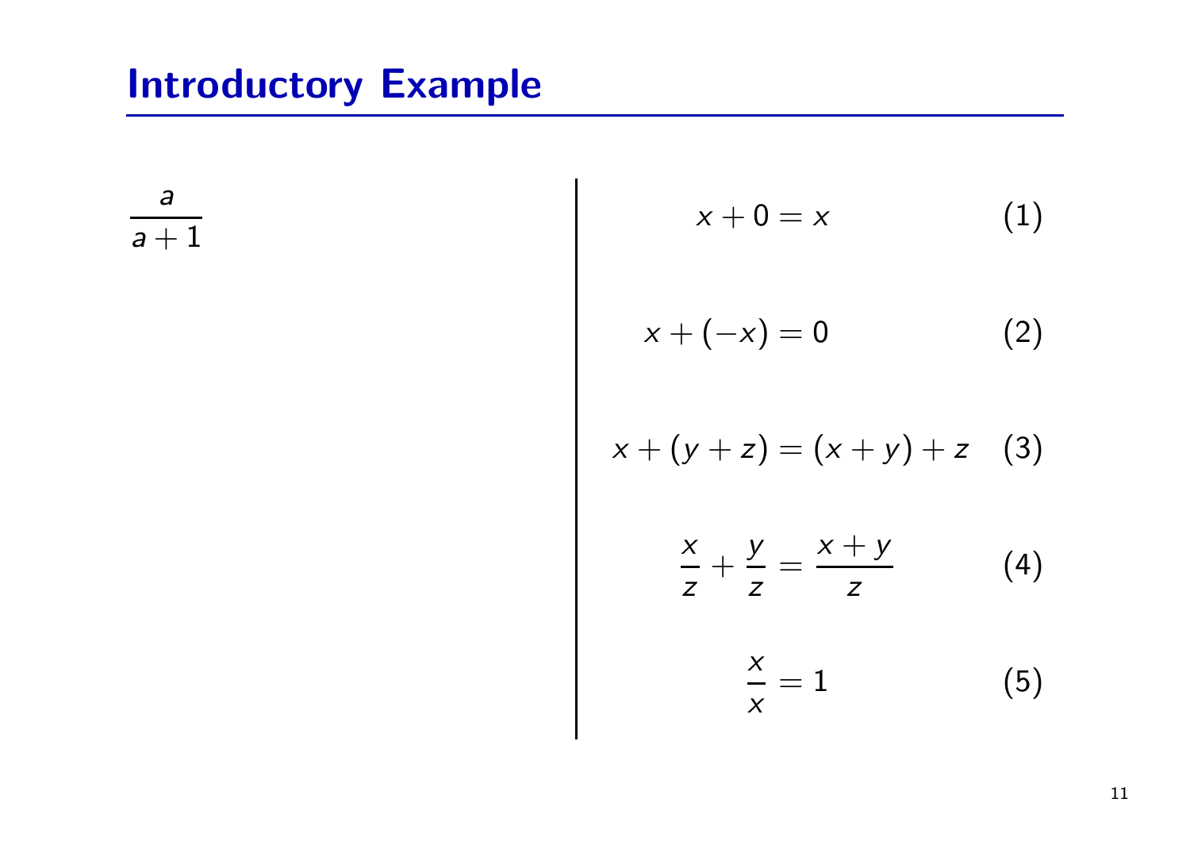# Introductory Example

$$\frac{a}{a+1}$$

$$x + 0 = x \tag{1}$$

$$x + (-x) = 0 \tag{2}$$

$$x + (y + z) = (x + y) + z \tag{3}$$

$$\frac{x}{z} + \frac{y}{z} = \frac{x + y}{z} \tag{4}$$

$$\frac{x}{x} = 1 \tag{5}$$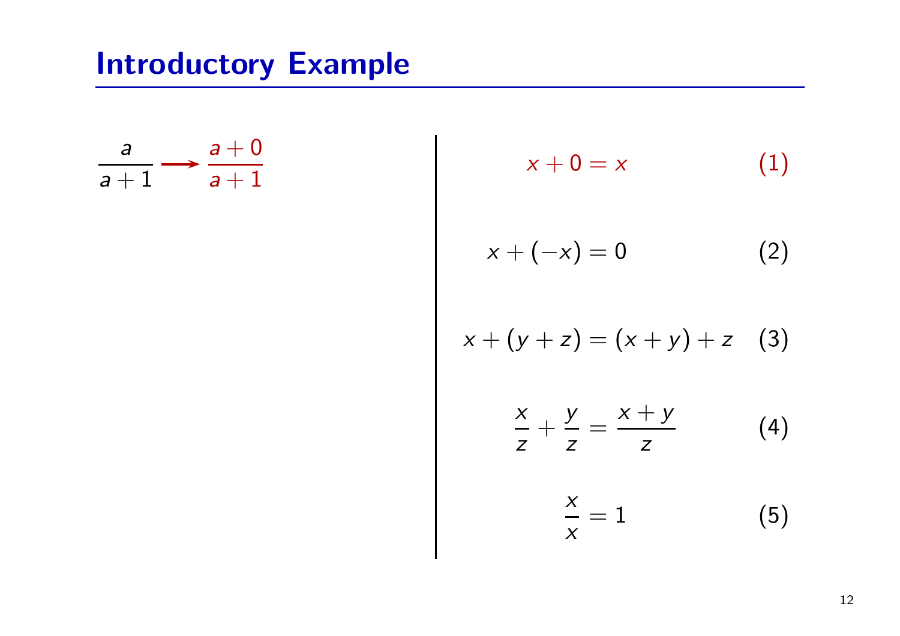# Introductory Example

$$\frac{a}{a+1} \longrightarrow \frac{a+0}{a+1}$$

$$x + 0 = x \tag{1}$$

$$x + (-x) = 0 \tag{2}$$

$$x + (y + z) = (x + y) + z \tag{3}$$

$$\frac{x}{z} + \frac{y}{z} = \frac{x+y}{z} \tag{4}$$

$$\frac{x}{x} = 1 \tag{5}$$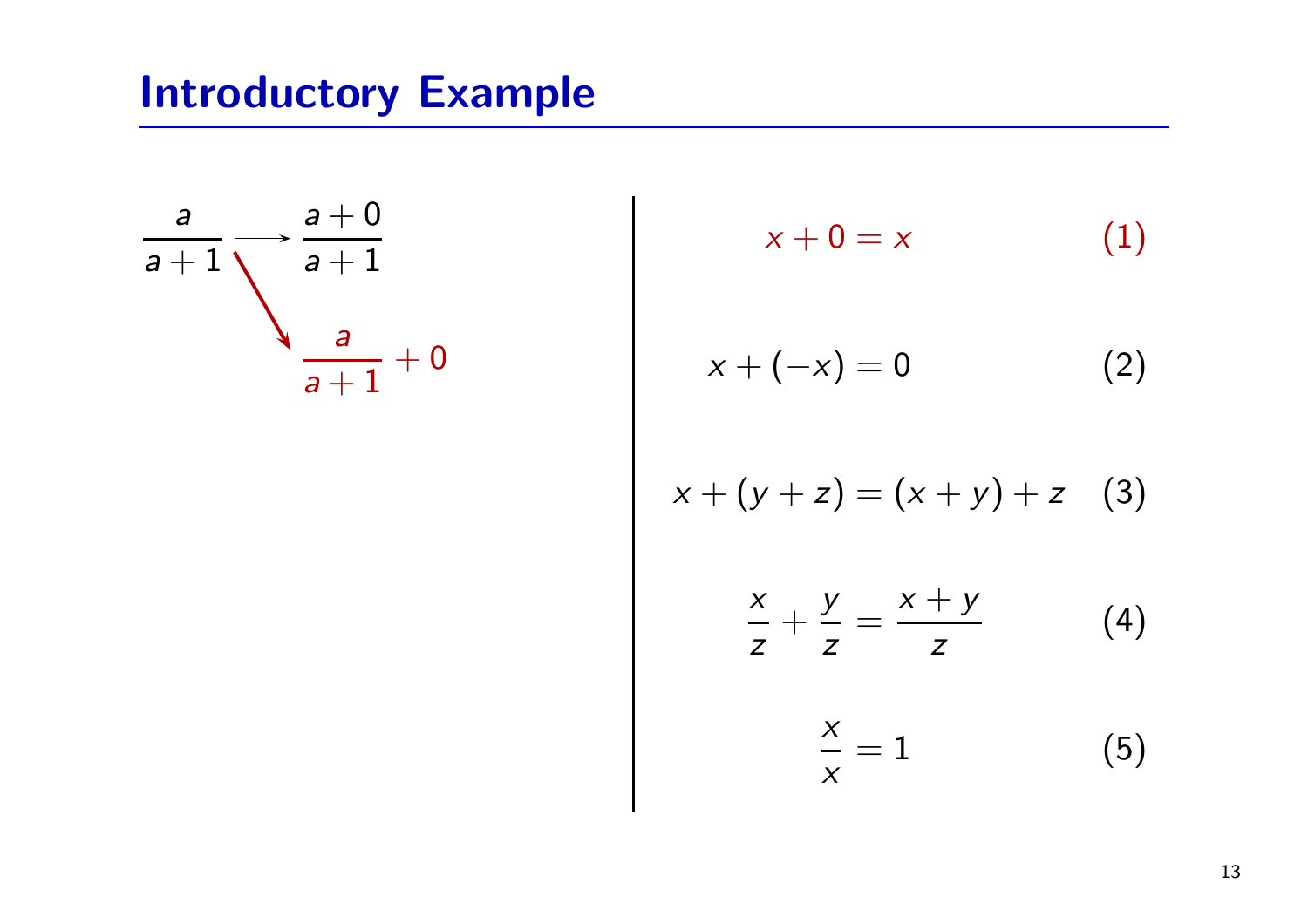# Introductory Example

$$\frac{a}{a+1} \longrightarrow \frac{a+0}{a+1}$$

$$\frac{a}{a+1} \longrightarrow \frac{a}{a+1} + 0$$

$$x + 0 = x \quad (1)$$

$$x + (-x) = 0 \quad (2)$$

$$x + (y + z) = (x + y) + z \quad (3)$$

$$\frac{x}{z} + \frac{y}{z} = \frac{x + y}{z} \quad (4)$$

$$\frac{x}{x} = 1 \quad (5)$$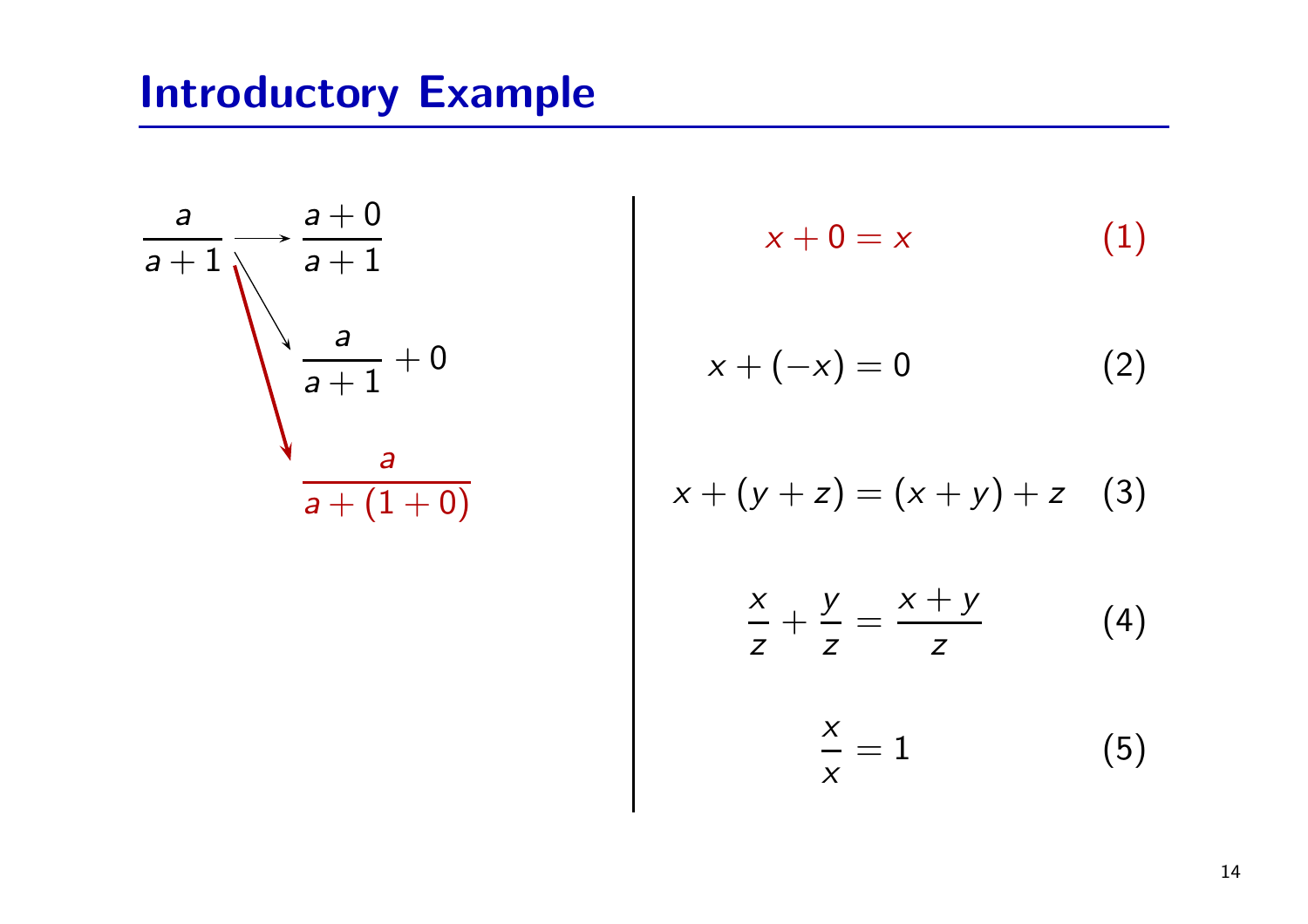# Introductory Example

$$\frac{a}{a+1} \longrightarrow \frac{a+0}{a+1}$$

$$\frac{a}{a+1} \longrightarrow \frac{a}{a+1} + 0$$

$$\frac{a}{a+1} \longrightarrow \frac{a}{a+(1+0)}$$

$$x + 0 = x \quad (1)$$

$$x + (-x) = 0 \quad (2)$$

$$x + (y + z) = (x + y) + z \quad (3)$$

$$\frac{x}{z} + \frac{y}{z} = \frac{x+y}{z} \quad (4)$$

$$\frac{x}{x} = 1 \quad (5)$$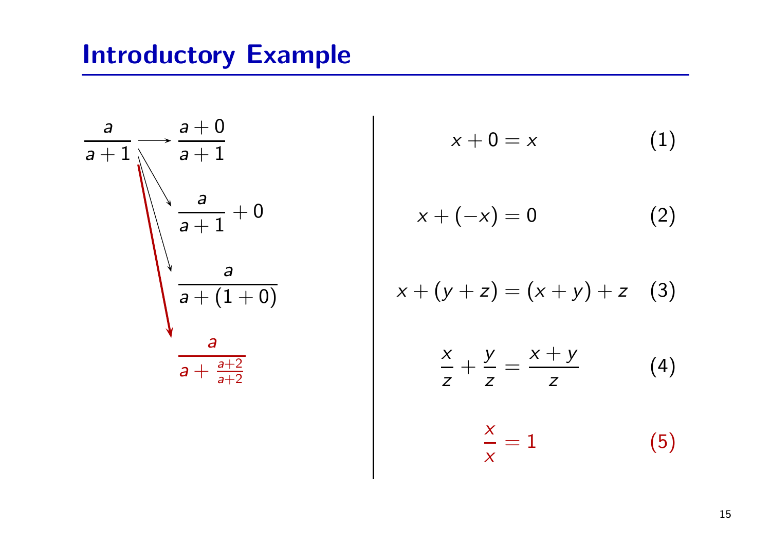# Introductory Example

$$\frac{a}{a+1} \longrightarrow \frac{a+0}{a+1}$$

$$\frac{a}{a+1} \longrightarrow \frac{a}{a+1} + 0$$

$$\frac{a}{a+1} \longrightarrow \frac{a}{a+(1+0)}$$

$$\frac{a}{a+1} \longrightarrow \frac{a}{a+\frac{a+2}{a+2}}$$

$$x + 0 = x \tag{1}$$

$$x + (-x) = 0 \tag{2}$$

$$x + (y + z) = (x + y) + z \tag{3}$$

$$\frac{x}{z} + \frac{y}{z} = \frac{x+y}{z} \tag{4}$$

$$\frac{x}{x} = 1 \tag{5}$$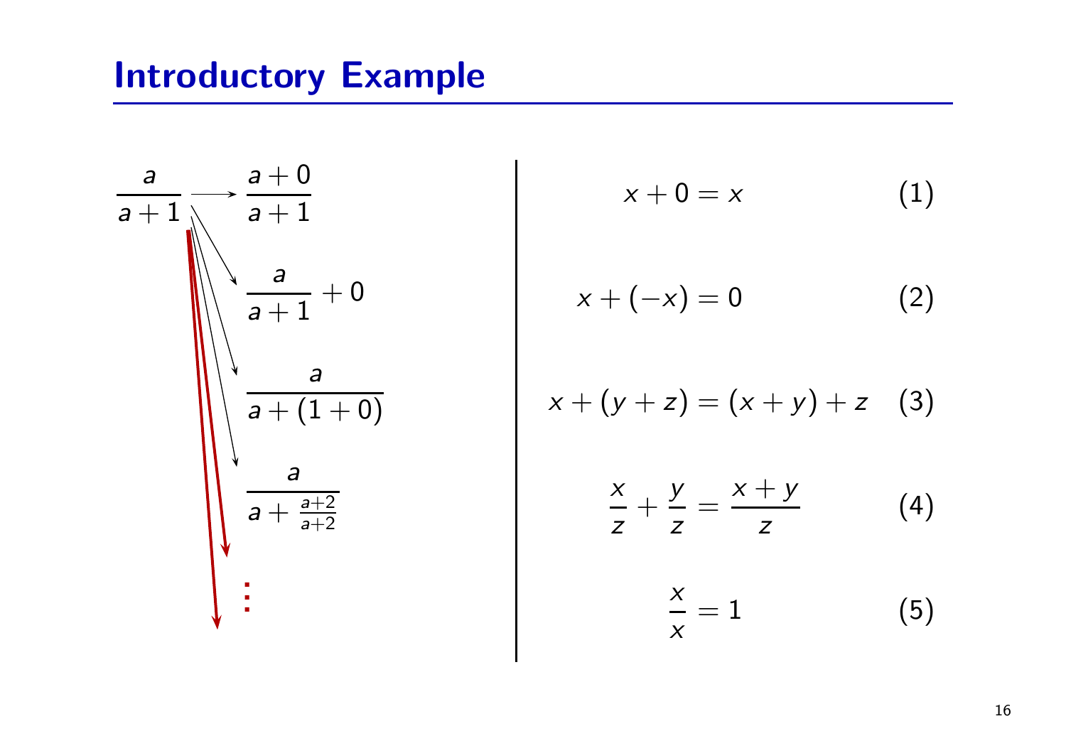# Introductory Example

$$\frac{a}{a+1} \longrightarrow \frac{a+0}{a+1}$$

$$\frac{a}{a+1} \longrightarrow \frac{a}{a+1} + 0$$

$$\frac{a}{a+1} \longrightarrow \frac{a}{a+(1+0)}$$

$$\frac{a}{a+1} \longrightarrow \frac{a}{a+\frac{a+2}{a+2}}$$

$$\vdots$$

$$x + 0 = x \quad (1)$$

$$x + (-x) = 0 \quad (2)$$

$$x + (y + z) = (x + y) + z \quad (3)$$

$$\frac{x}{z} + \frac{y}{z} = \frac{x+y}{z} \quad (4)$$

$$\frac{x}{x} = 1 \quad (5)$$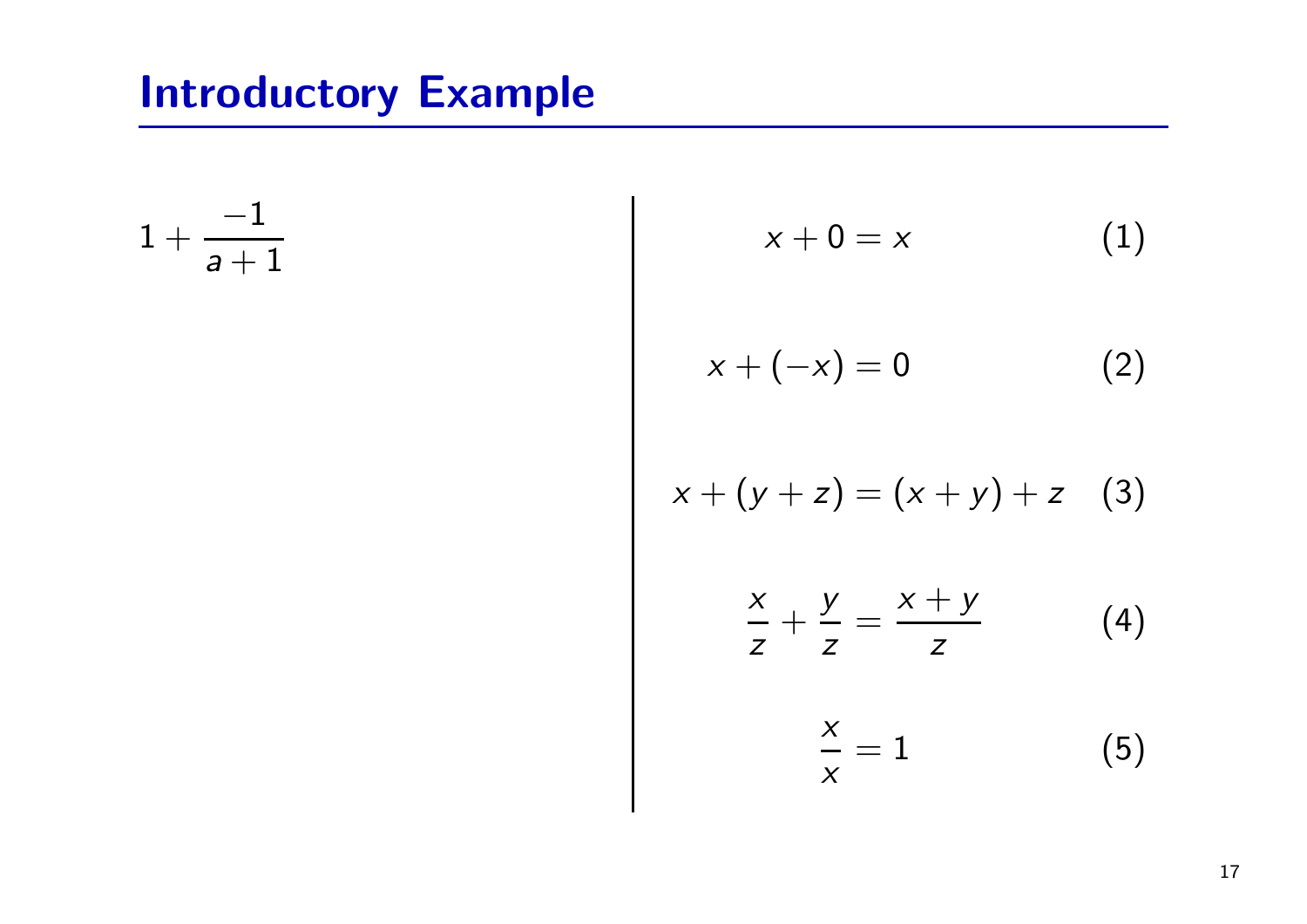# Introductory Example

$$1 + \frac{-1}{a+1}$$

$$x + 0 = x \tag{1}$$

$$x + (-x) = 0 \tag{2}$$

$$x + (y + z) = (x + y) + z \tag{3}$$

$$\frac{x}{z} + \frac{y}{z} = \frac{x + y}{z} \tag{4}$$

$$\frac{x}{x} = 1 \tag{5}$$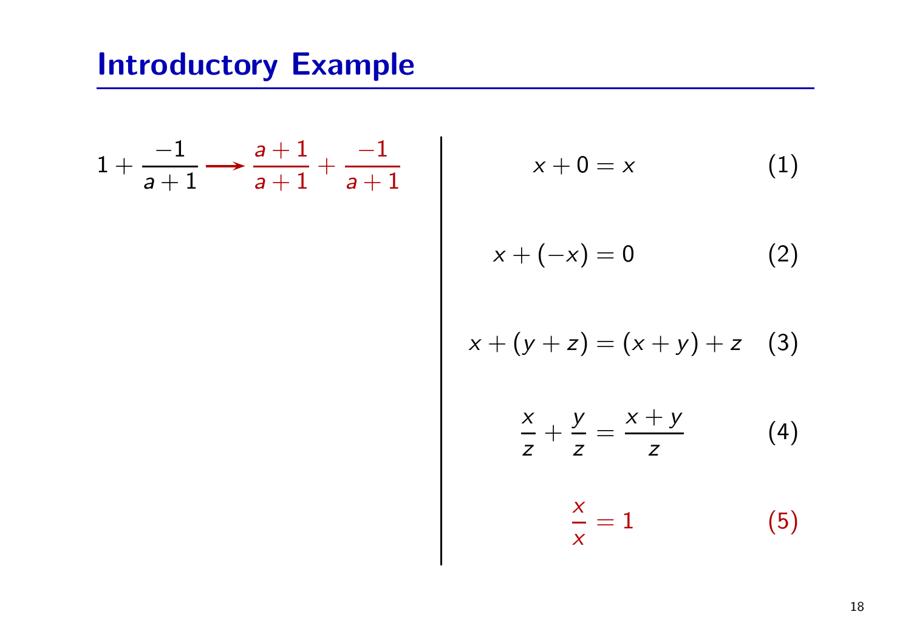# Introductory Example

$$1 + \frac{-1}{a+1} \longrightarrow \frac{a+1}{a+1} + \frac{-1}{a+1}$$

$$x + 0 = x \tag{1}$$

$$x + (-x) = 0 \tag{2}$$

$$x + (y + z) = (x + y) + z \tag{3}$$

$$\frac{x}{z} + \frac{y}{z} = \frac{x+y}{z} \tag{4}$$

$$\frac{x}{x} = 1 \tag{5}$$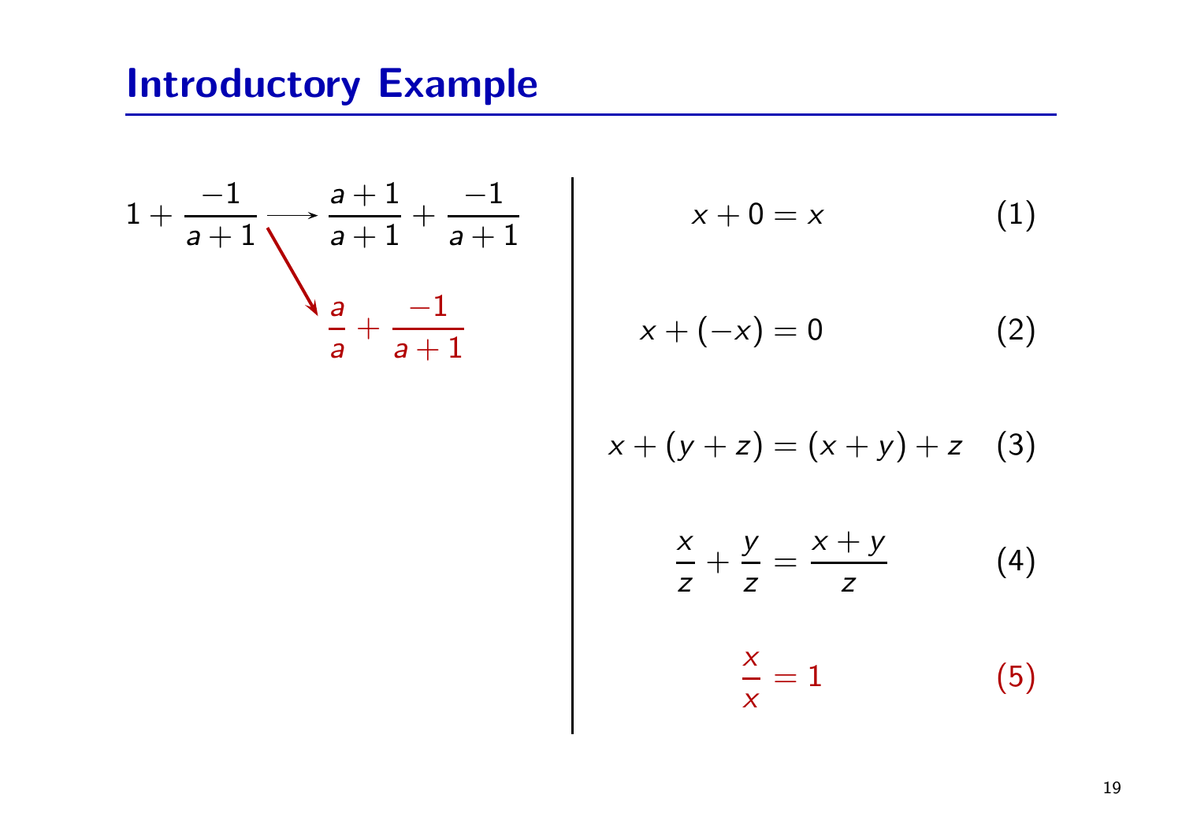# Introductory Example

$$1 + \frac{-1}{a+1} \longrightarrow \frac{a+1}{a+1} + \frac{-1}{a+1}$$

$$\searrow \frac{a}{a} + \frac{-1}{a+1}$$

$$x + 0 = x \tag{1}$$

$$x + (-x) = 0 \tag{2}$$

$$x + (y + z) = (x + y) + z \tag{3}$$

$$\frac{x}{z} + \frac{y}{z} = \frac{x+y}{z} \tag{4}$$

$$\frac{x}{x} = 1 \tag{5}$$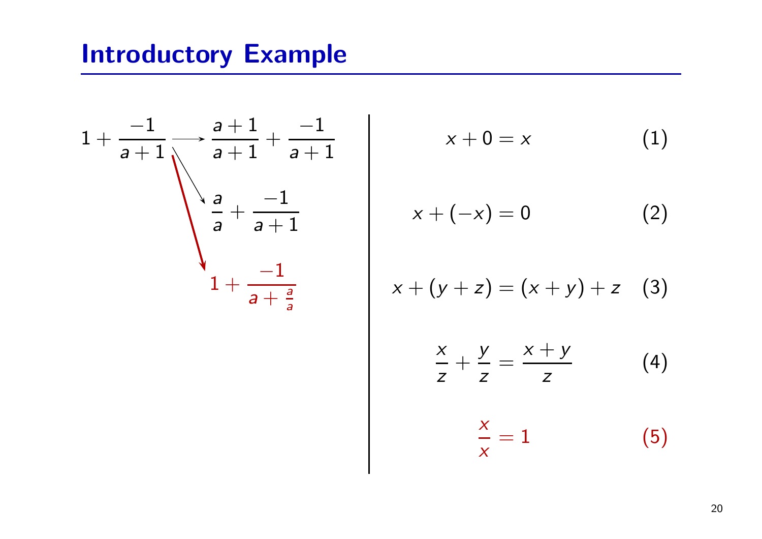# Introductory Example

$$1 + \frac{-1}{a+1} \longrightarrow \frac{a+1}{a+1} + \frac{-1}{a+1}$$

$$1 + \frac{-1}{a+1} \longrightarrow \frac{a}{a} + \frac{-1}{a+1}$$

$$1 + \frac{-1}{a+1} \longrightarrow 1 + \frac{-1}{a + \frac{a}{a}}$$

$$x + 0 = x \quad (1)$$

$$x + (-x) = 0 \quad (2)$$

$$x + (y + z) = (x + y) + z \quad (3)$$

$$\frac{x}{z} + \frac{y}{z} = \frac{x+y}{z} \quad (4)$$

$$\frac{x}{x} = 1 \quad (5)$$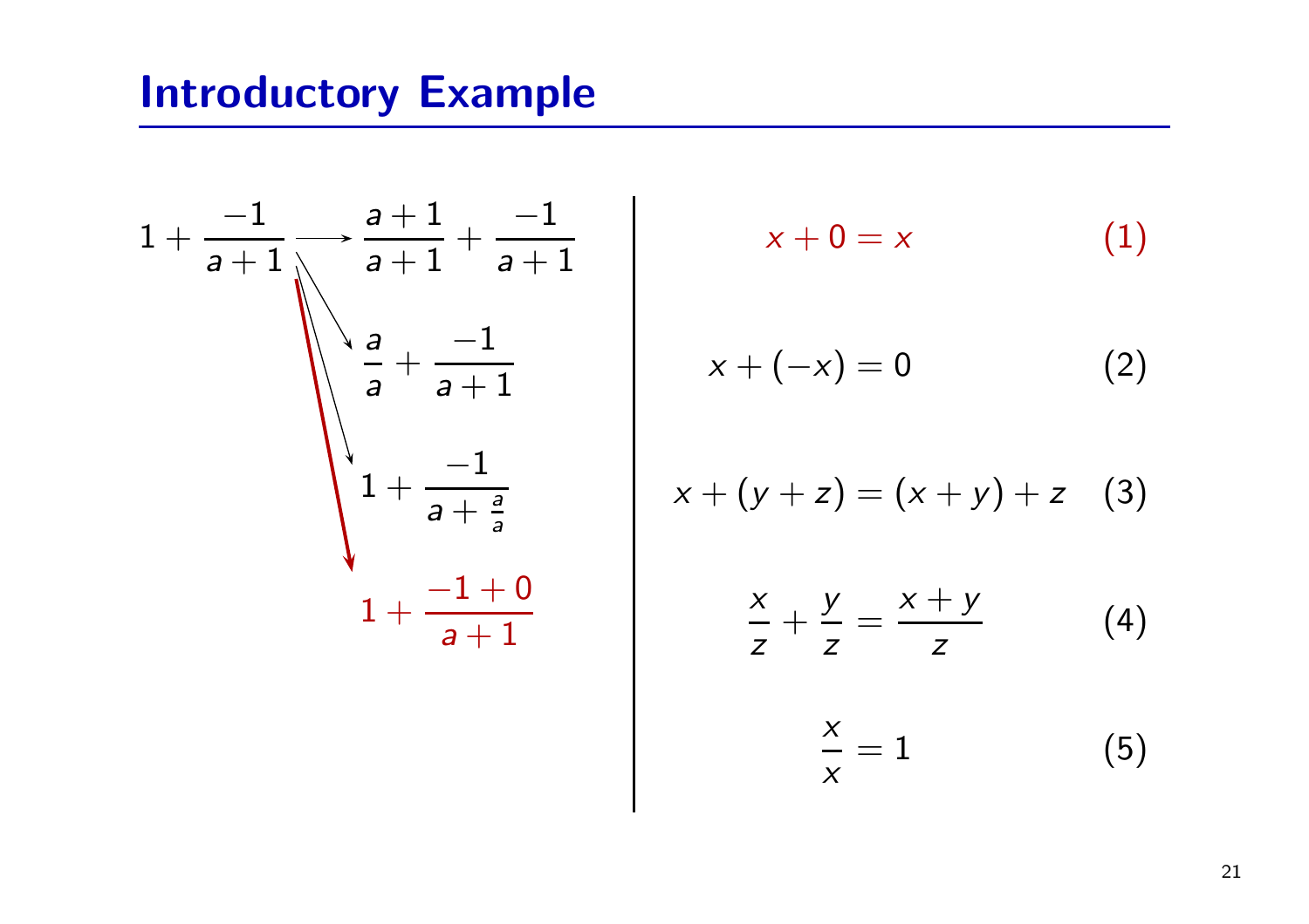# Introductory Example

$$1 + \frac{-1}{a+1} \longrightarrow \frac{a+1}{a+1} + \frac{-1}{a+1}$$

$$1 + \frac{-1}{a+1} \longrightarrow \frac{a}{a} + \frac{-1}{a+1}$$

$$1 + \frac{-1}{a+1} \longrightarrow 1 + \frac{-1}{a + \frac{a}{a}}$$

$$1 + \frac{-1}{a+1} \longrightarrow 1 + \frac{-1+0}{a+1}$$

$$x + 0 = x \quad (1)$$

$$x + (-x) = 0 \quad (2)$$

$$x + (y + z) = (x + y) + z \quad (3)$$

$$\frac{x}{z} + \frac{y}{z} = \frac{x+y}{z} \quad (4)$$

$$\frac{x}{x} = 1 \quad (5)$$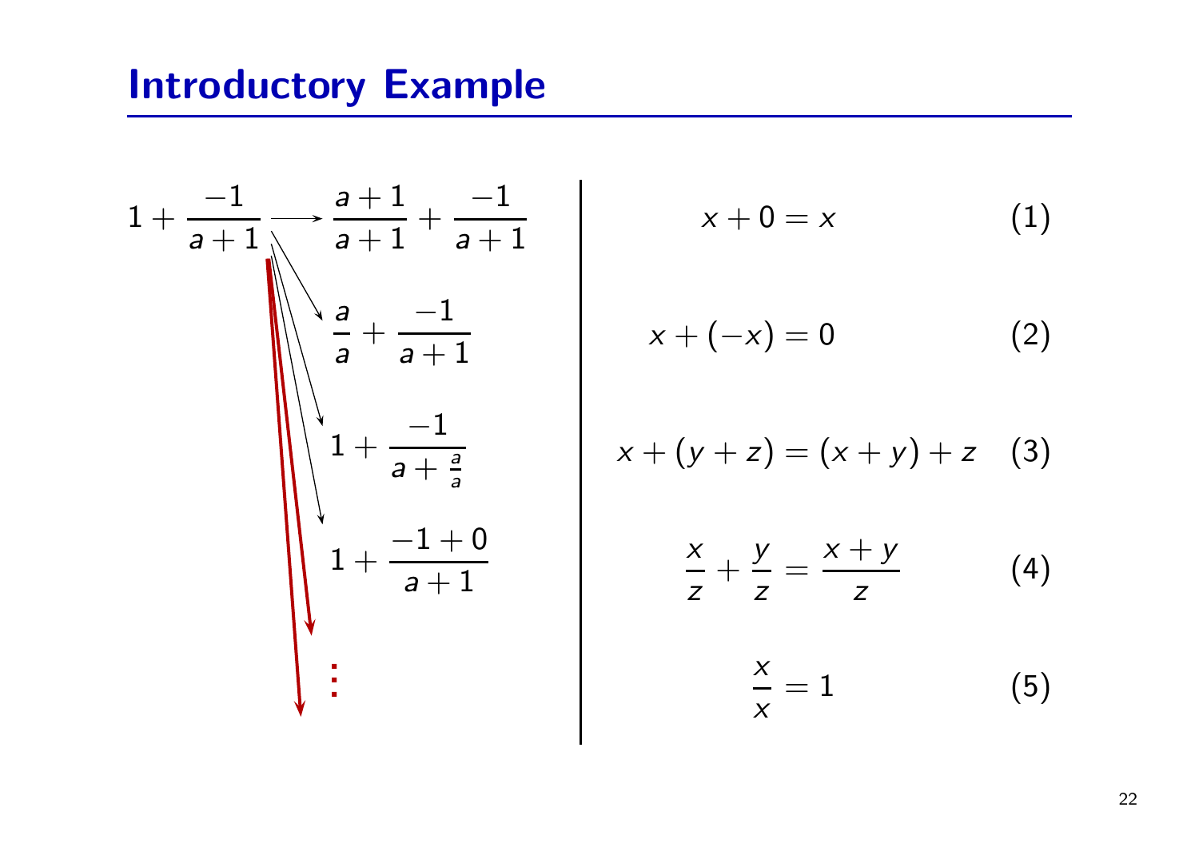# Introductory Example

$$1 + \frac{-1}{a+1} \longrightarrow \frac{a+1}{a+1} + \frac{-1}{a+1}$$

$$\frac{a}{a} + \frac{-1}{a+1}$$

$$1 + \frac{-1}{a + \frac{a}{a}}$$

$$1 + \frac{-1+0}{a+1}$$

$$\vdots$$

$$x + 0 = x \qquad (1)$$

$$x + (-x) = 0 \qquad (2)$$

$$x + (y + z) = (x + y) + z \qquad (3)$$

$$\frac{x}{z} + \frac{y}{z} = \frac{x+y}{z} \qquad (4)$$

$$\frac{x}{x} = 1 \qquad (5)$$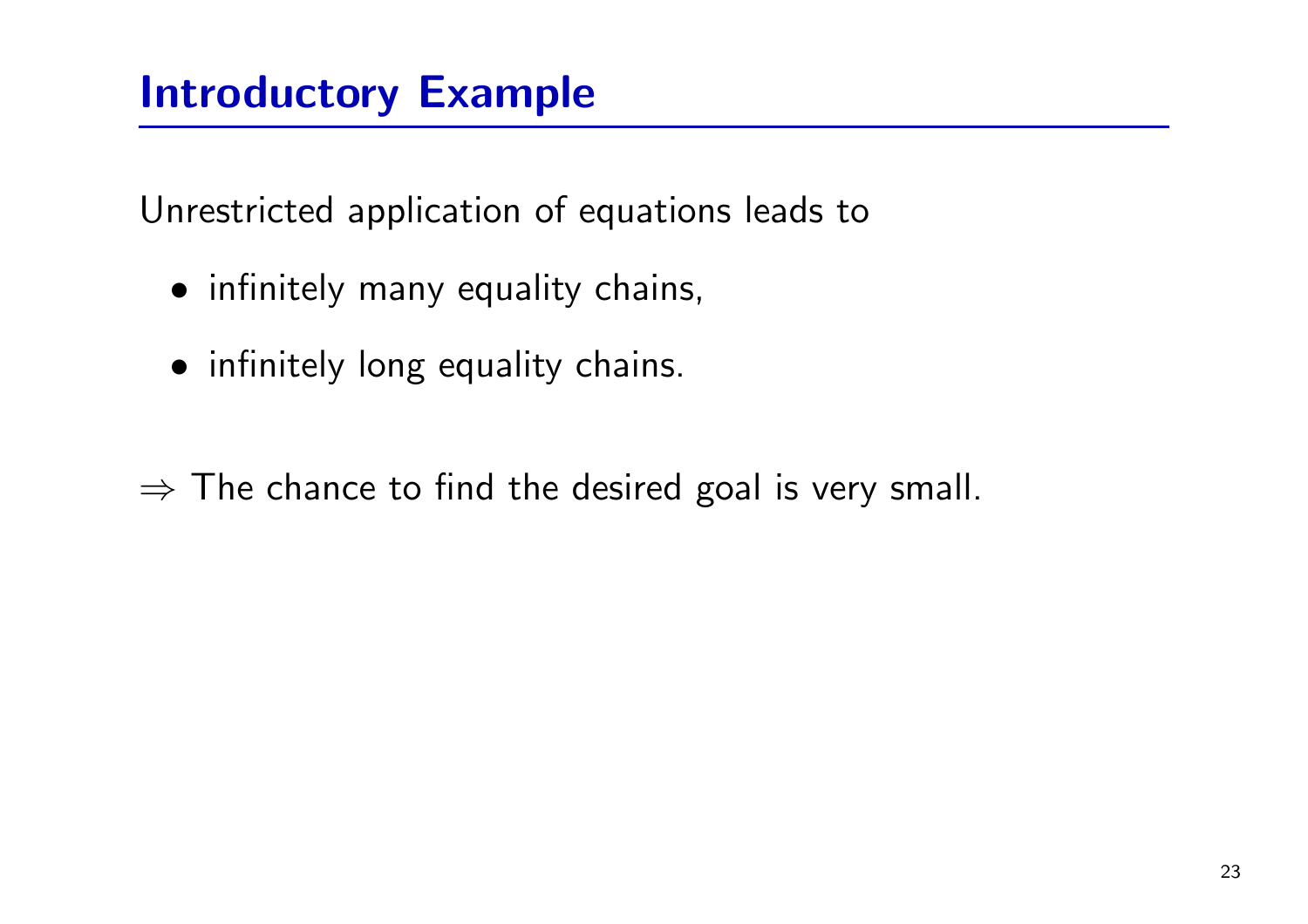# Introductory Example

Unrestricted application of equations leads to

- infinitely many equality chains,
- infinitely long equality chains.

$\Rightarrow$ The chance to find the desired goal is very small.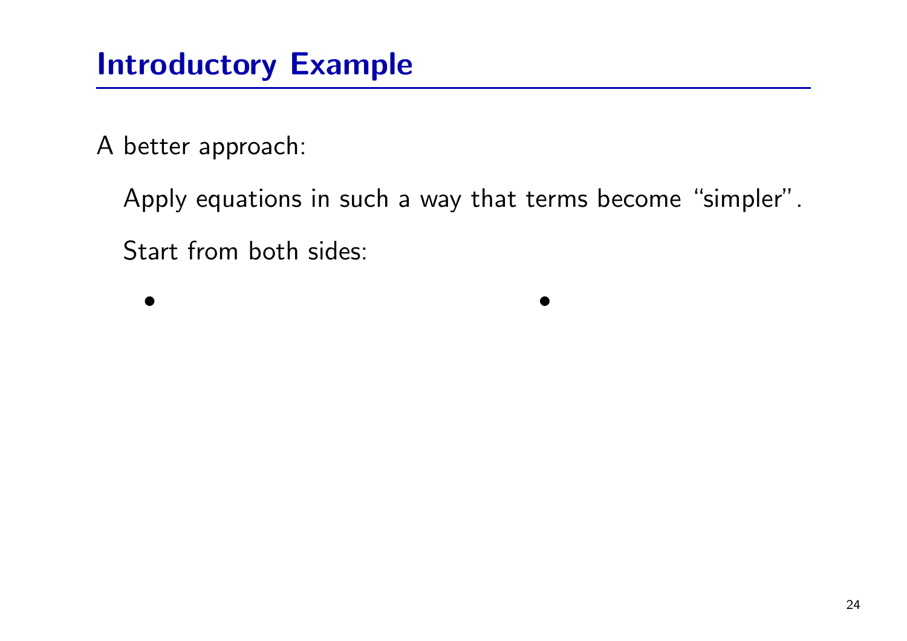## Introductory Example

A better approach:

Apply equations in such a way that terms become "simpler".

Start from both sides:

- 
-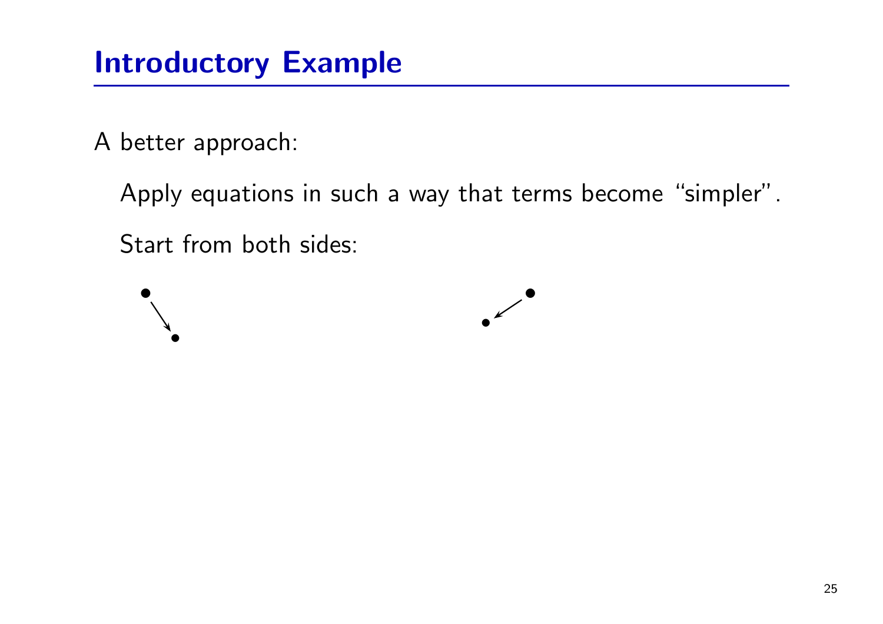# Introductory Example

A better approach:

Apply equations in such a way that terms become "simpler".

Start from both sides: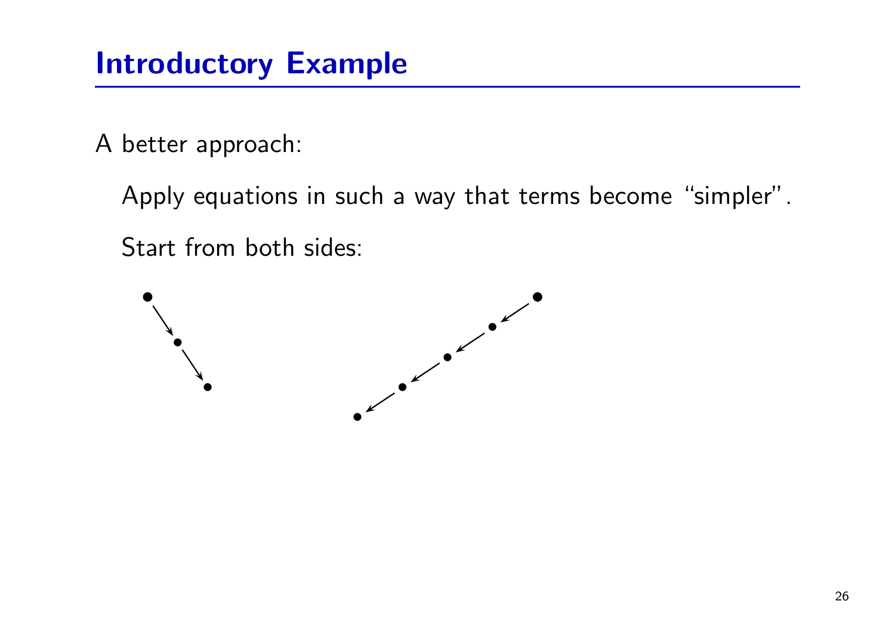# Introductory Example

A better approach:

Apply equations in such a way that terms become "simpler".

Start from both sides: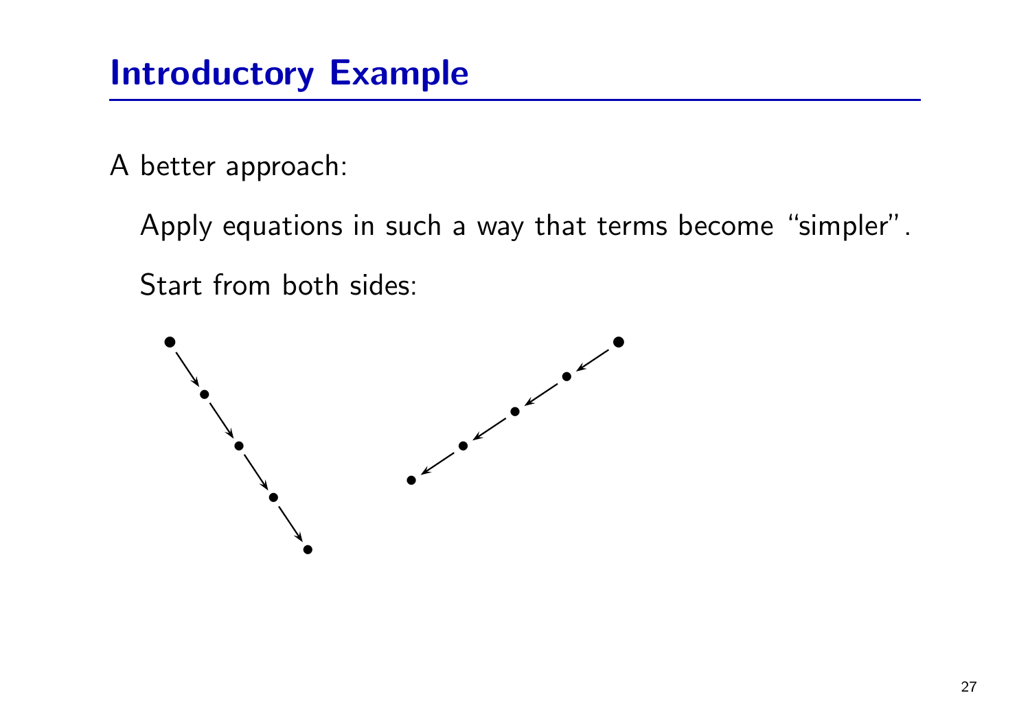## Introductory Example

A better approach:

Apply equations in such a way that terms become “simpler”.

Start from both sides: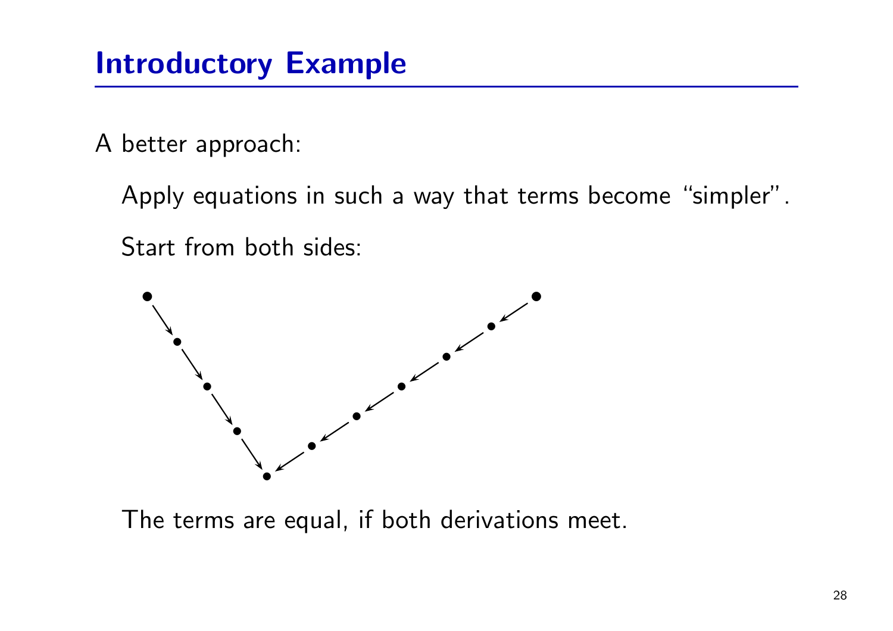# Introductory Example

A better approach:

Apply equations in such a way that terms become “simpler”.

Start from both sides:

The terms are equal, if both derivations meet.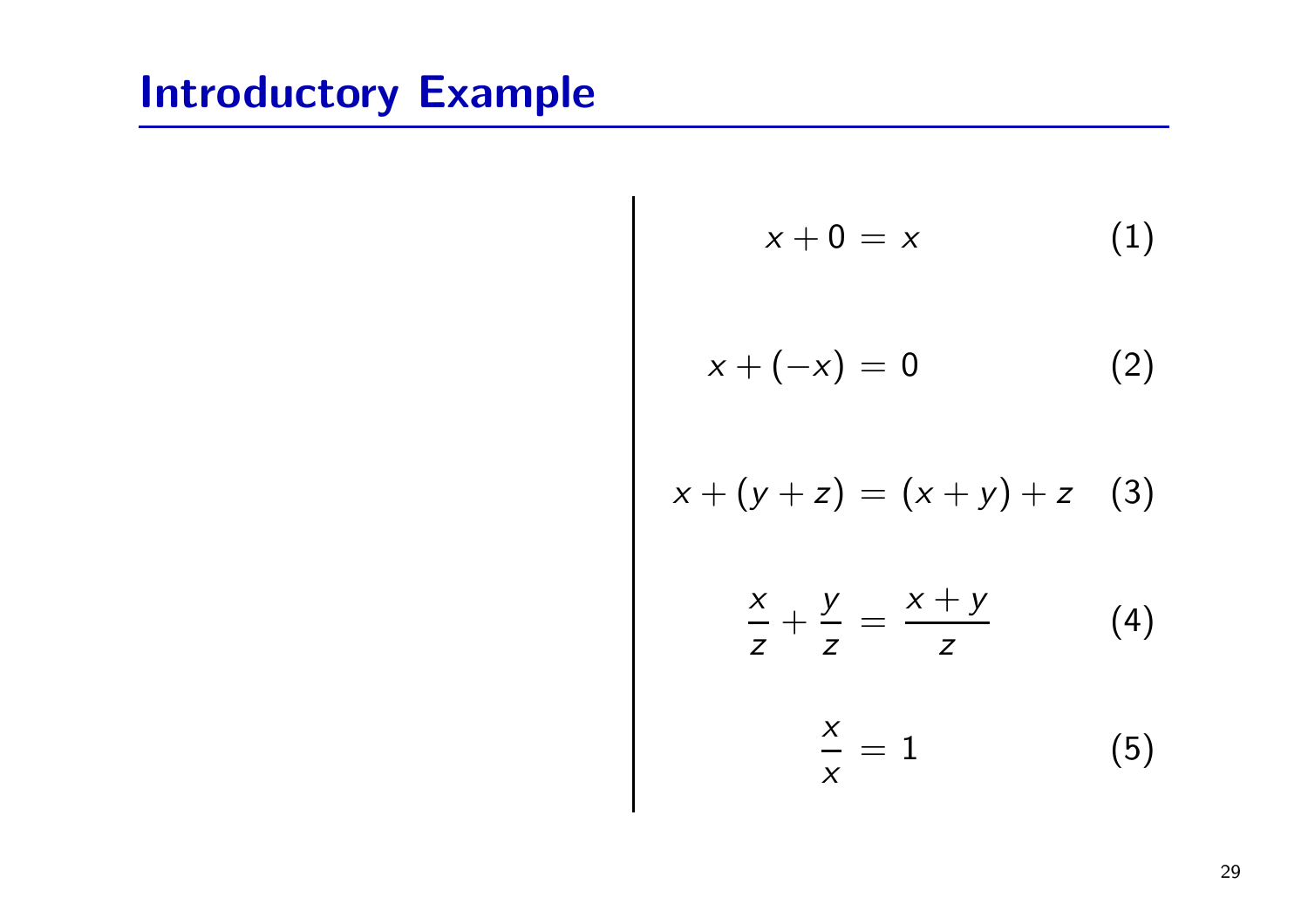# Introductory Example

$$x + 0 = x \tag{1}$$

$$x + (-x) = 0 \tag{2}$$

$$x + (y + z) = (x + y) + z \tag{3}$$

$$\frac{x}{z} + \frac{y}{z} = \frac{x + y}{z} \tag{4}$$

$$\frac{x}{x} = 1 \tag{5}$$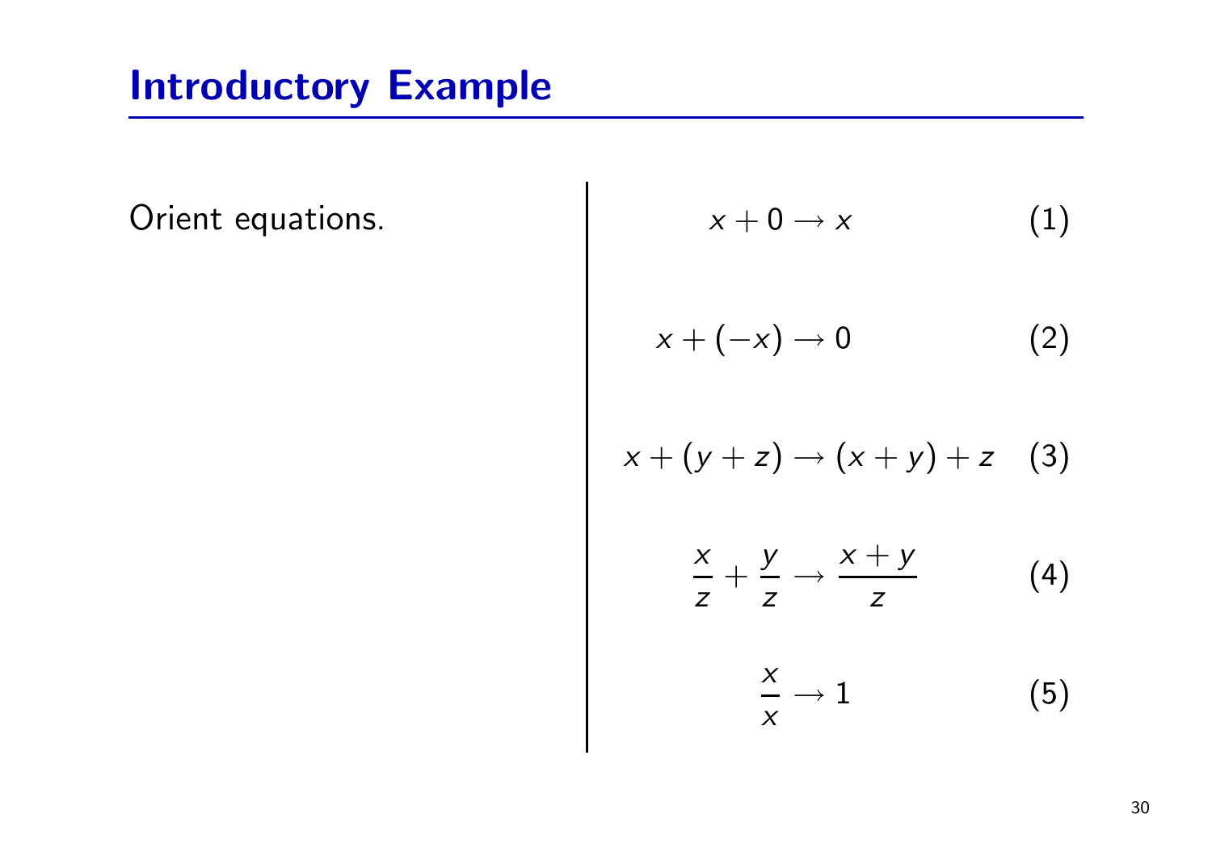# Introductory Example

Orient equations.

$$x + 0 \rightarrow x \tag{1}$$

$$x + (-x) \rightarrow 0 \tag{2}$$

$$x + (y + z) \rightarrow (x + y) + z \tag{3}$$

$$\frac{x}{z} + \frac{y}{z} \rightarrow \frac{x + y}{z} \tag{4}$$

$$\frac{x}{x} \rightarrow 1 \tag{5}$$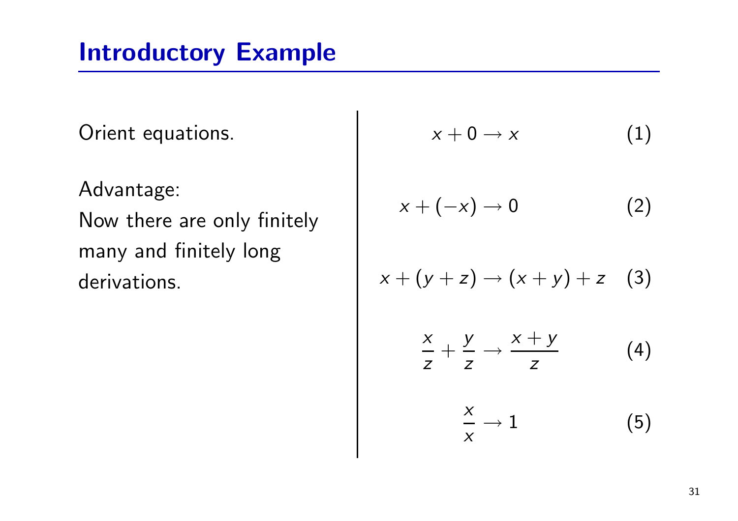## Introductory Example

Orient equations.

Advantage:
Now there are only finitely many and finitely long derivations.

$$x + 0 \rightarrow x \tag{1}$$

$$x + (-x) \rightarrow 0 \tag{2}$$

$$x + (y + z) \rightarrow (x + y) + z \tag{3}$$

$$\frac{x}{z} + \frac{y}{z} \rightarrow \frac{x + y}{z} \tag{4}$$

$$\frac{x}{x} \rightarrow 1 \tag{5}$$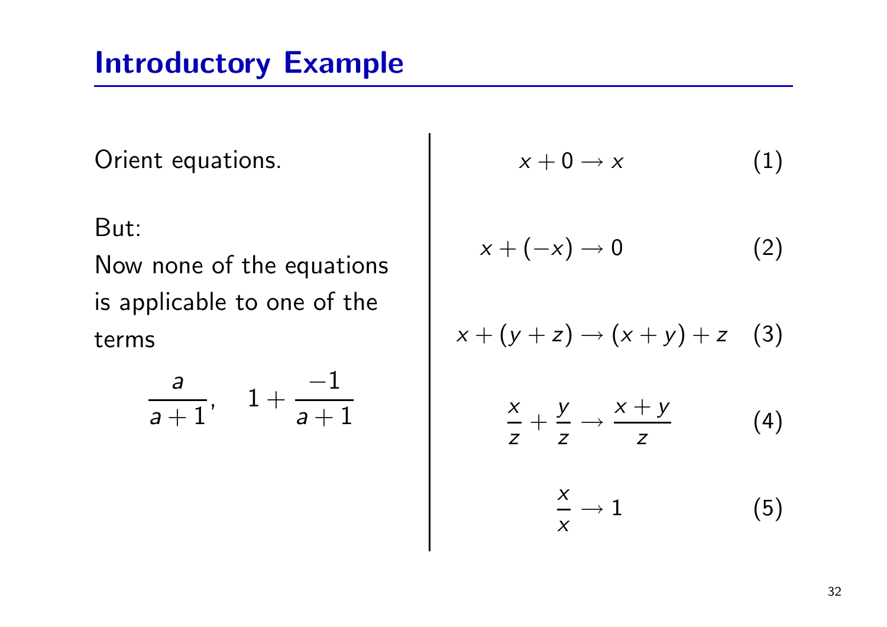# Introductory Example

Orient equations.

But:
Now none of the equations is applicable to one of the terms

$$\frac{a}{a+1}, \quad 1 + \frac{-1}{a+1}$$

$$x + 0 \to x \tag{1}$$

$$x + (-x) \to 0 \tag{2}$$

$$x + (y + z) \to (x + y) + z \tag{3}$$

$$\frac{x}{z} + \frac{y}{z} \to \frac{x+y}{z} \tag{4}$$

$$\frac{x}{x} \to 1 \tag{5}$$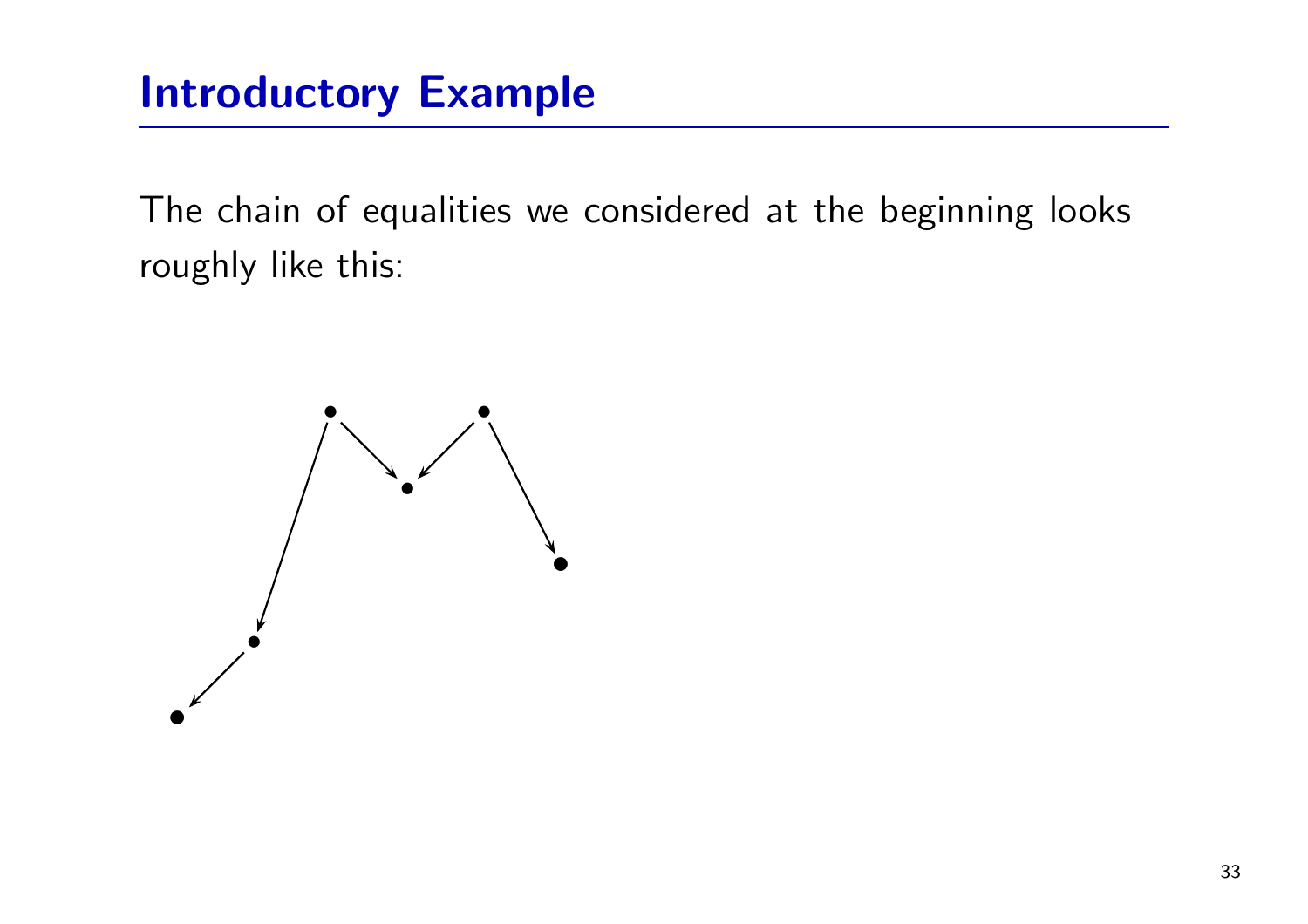# Introductory Example

The chain of equalities we considered at the beginning looks roughly like this: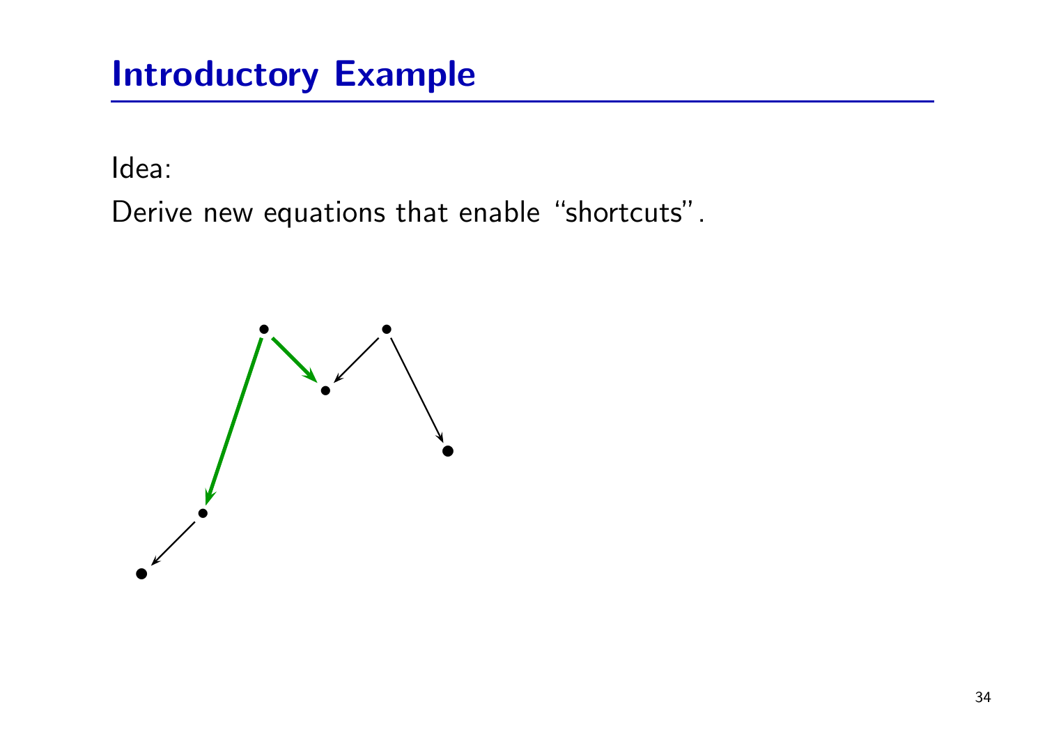# Introductory Example

Idea:

Derive new equations that enable “shortcuts”.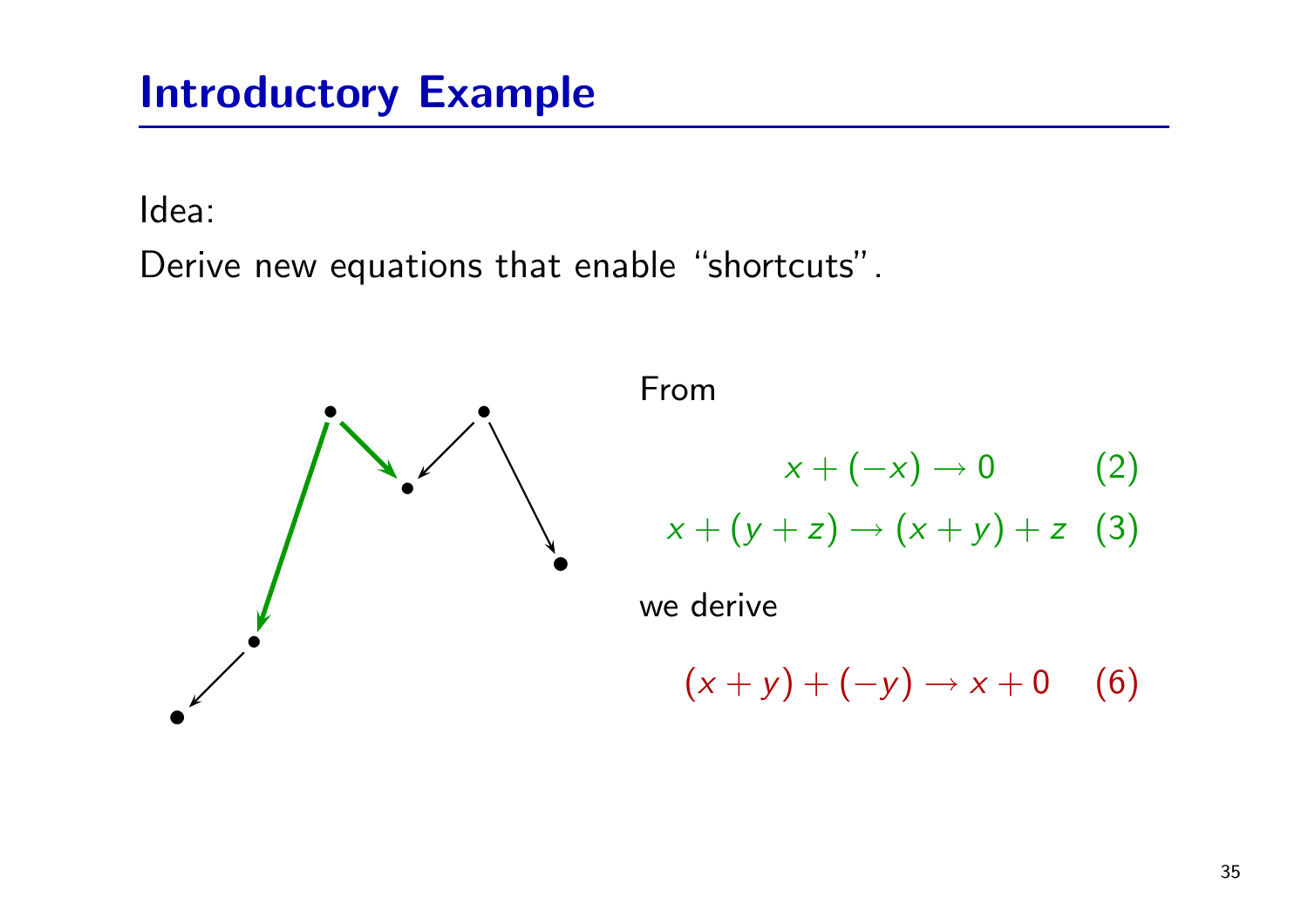# Introductory Example

Idea:

Derive new equations that enable "shortcuts".

From

$$x + (-x) \rightarrow 0 \qquad (2)$$

$$x + (y + z) \rightarrow (x + y) + z \qquad (3)$$

we derive

$$(x + y) + (-y) \rightarrow x + 0 \qquad (6)$$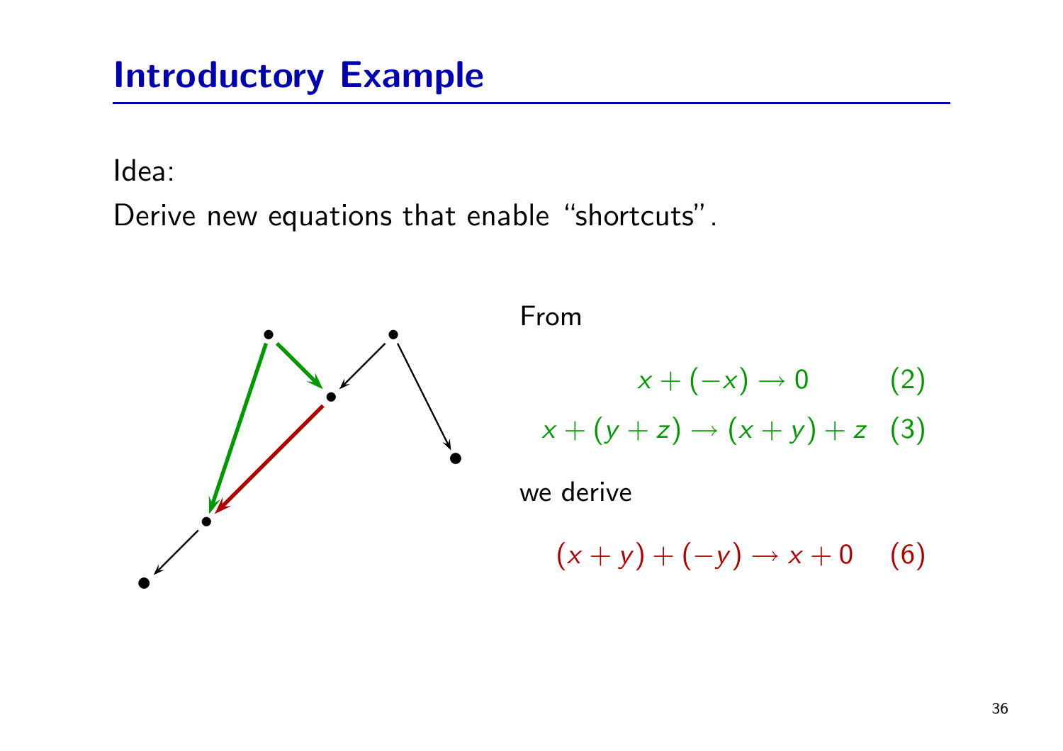## Introductory Example

Idea:

Derive new equations that enable “shortcuts”.

From

$$x + (-x) \to 0 \qquad (2)$$

$$x + (y + z) \to (x + y) + z \qquad (3)$$

we derive

$$(x + y) + (-y) \to x + 0 \qquad (6)$$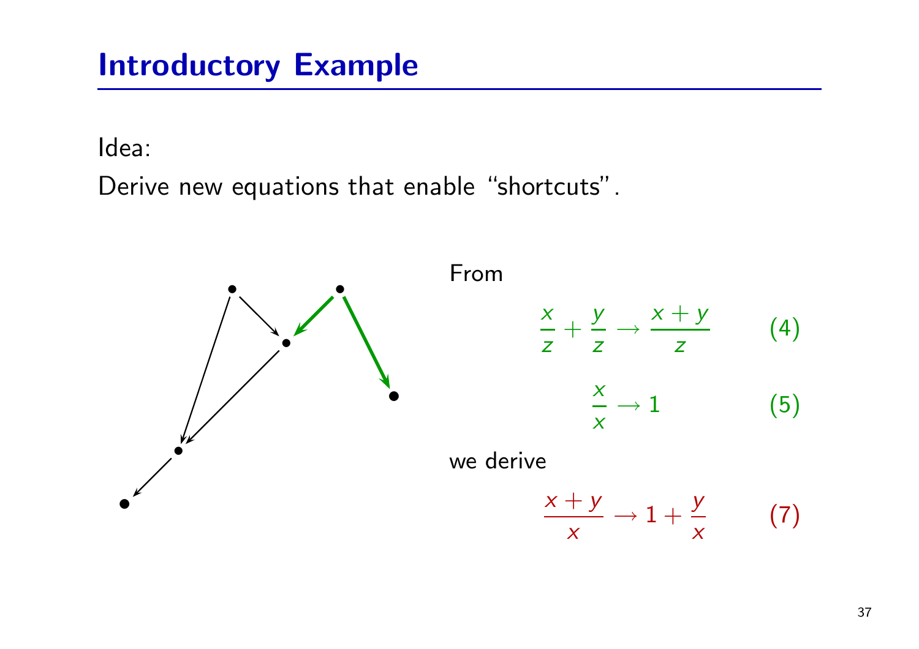## Introductory Example

Idea:

Derive new equations that enable "shortcuts".

From

$$\frac{x}{z} + \frac{y}{z} \to \frac{x+y}{z} \qquad (4)$$

$$\frac{x}{x} \to 1 \qquad (5)$$

we derive

$$\frac{x+y}{x} \to 1 + \frac{y}{x} \qquad (7)$$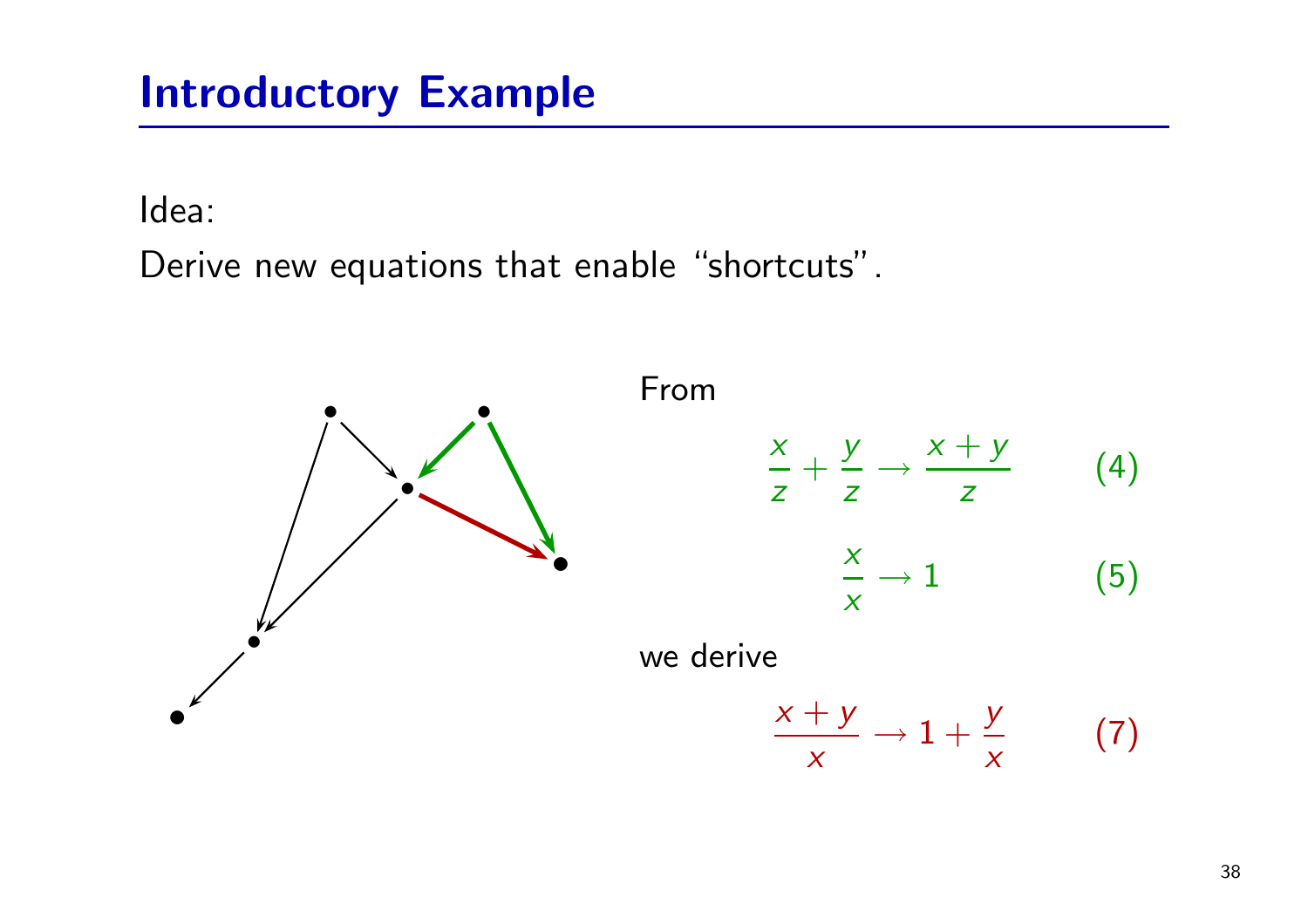## Introductory Example

Idea:

Derive new equations that enable "shortcuts".

From

$$\frac{x}{z} + \frac{y}{z} \to \frac{x+y}{z} \qquad (4)$$

$$\frac{x}{x} \to 1 \qquad (5)$$

we derive

$$\frac{x+y}{x} \to 1 + \frac{y}{x} \qquad (7)$$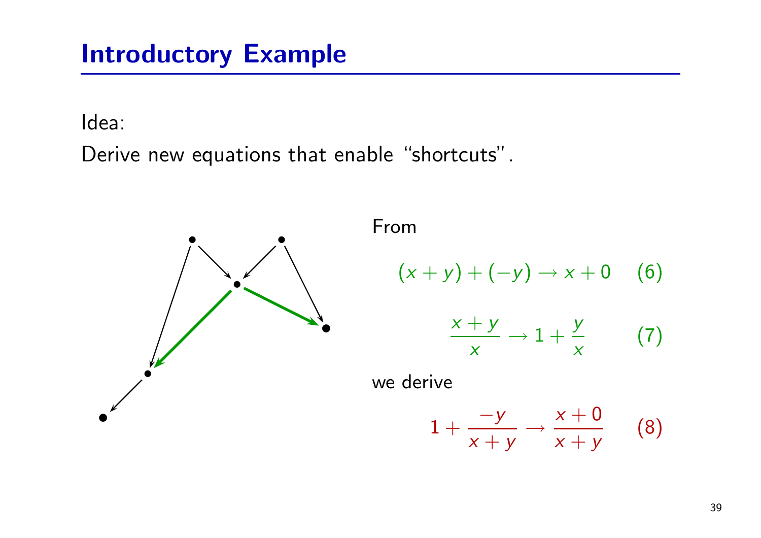# Introductory Example

Idea:

Derive new equations that enable "shortcuts".

From

$$(x + y) + (-y) \rightarrow x + 0 \qquad (6)$$

$$\frac{x + y}{x} \rightarrow 1 + \frac{y}{x} \qquad (7)$$

we derive

$$1 + \frac{-y}{x + y} \rightarrow \frac{x + 0}{x + y} \qquad (8)$$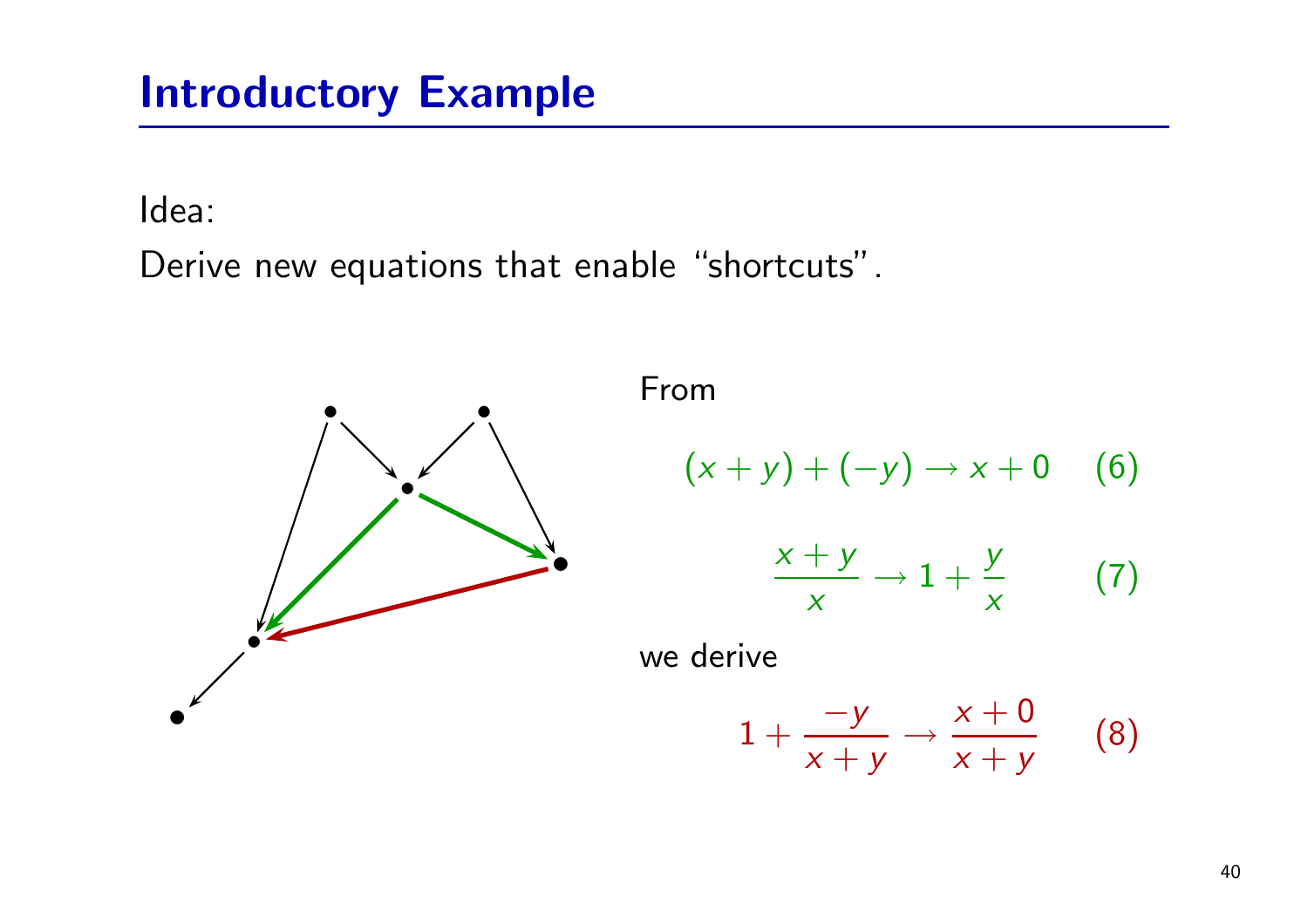# Introductory Example

Idea:
Derive new equations that enable "shortcuts".

From

$$(x + y) + (-y) \to x + 0 \qquad (6)$$

$$\frac{x + y}{x} \to 1 + \frac{y}{x} \qquad (7)$$

we derive

$$1 + \frac{-y}{x + y} \to \frac{x + 0}{x + y} \qquad (8)$$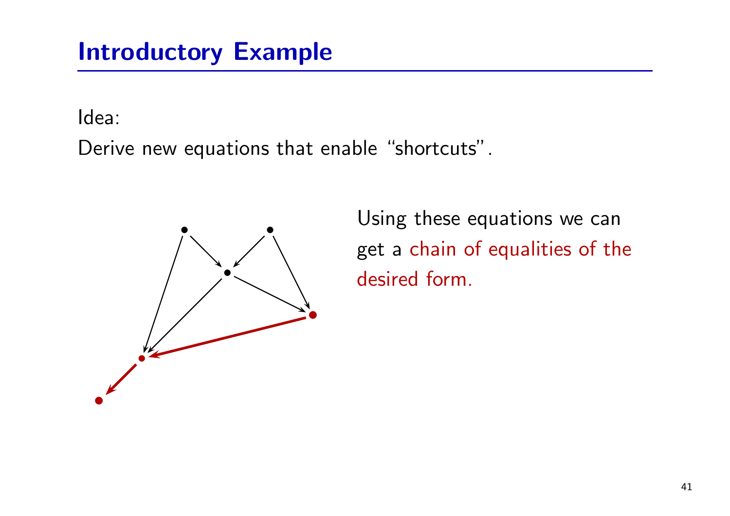## Introductory Example

Idea:

Derive new equations that enable “shortcuts”.

Using these equations we can get a chain of equalities of the desired form.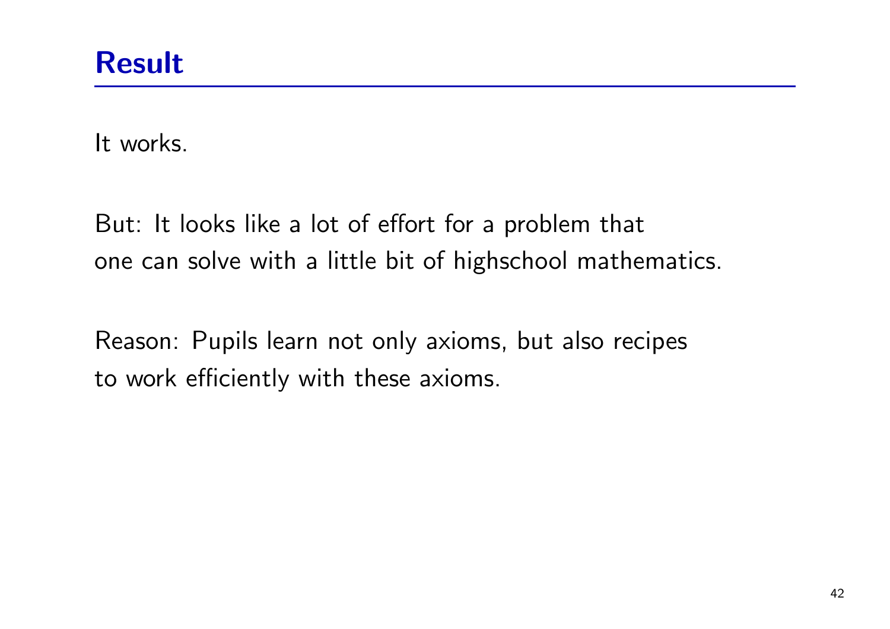## Result

It works.

But: It looks like a lot of effort for a problem that one can solve with a little bit of highschool mathematics.

Reason: Pupils learn not only axioms, but also recipes to work efficiently with these axioms.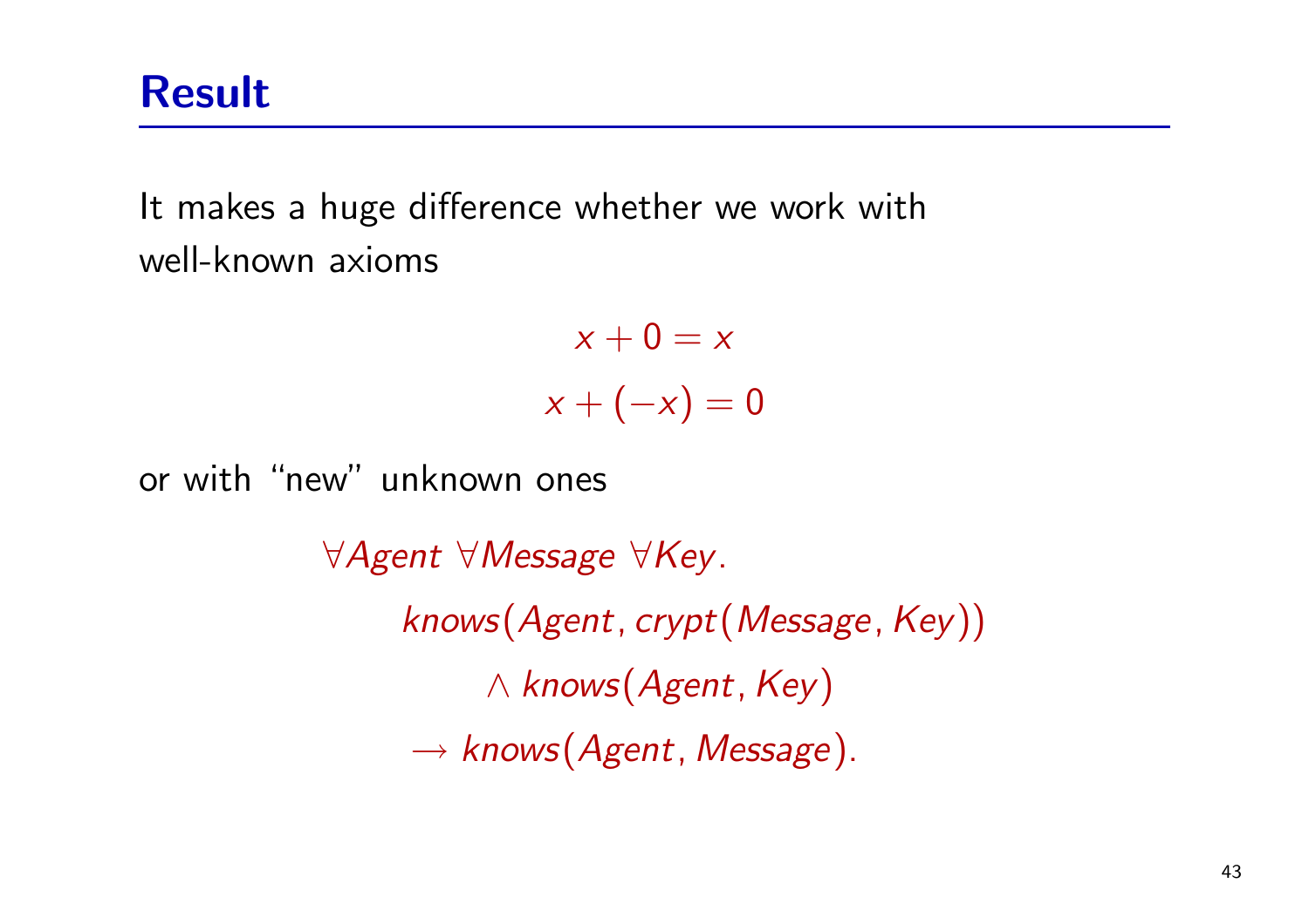# Result

It makes a huge difference whether we work with well-known axioms

$$x + 0 = x$$
$$x + (-x) = 0$$

or with "new" unknown ones

$$\begin{aligned}
&\forall Agent\ \forall Message\ \forall Key. \\
&\qquad knows(Agent, crypt(Message, Key)) \\
&\qquad \wedge\ knows(Agent, Key) \\
&\qquad \rightarrow knows(Agent, Message).
\end{aligned}$$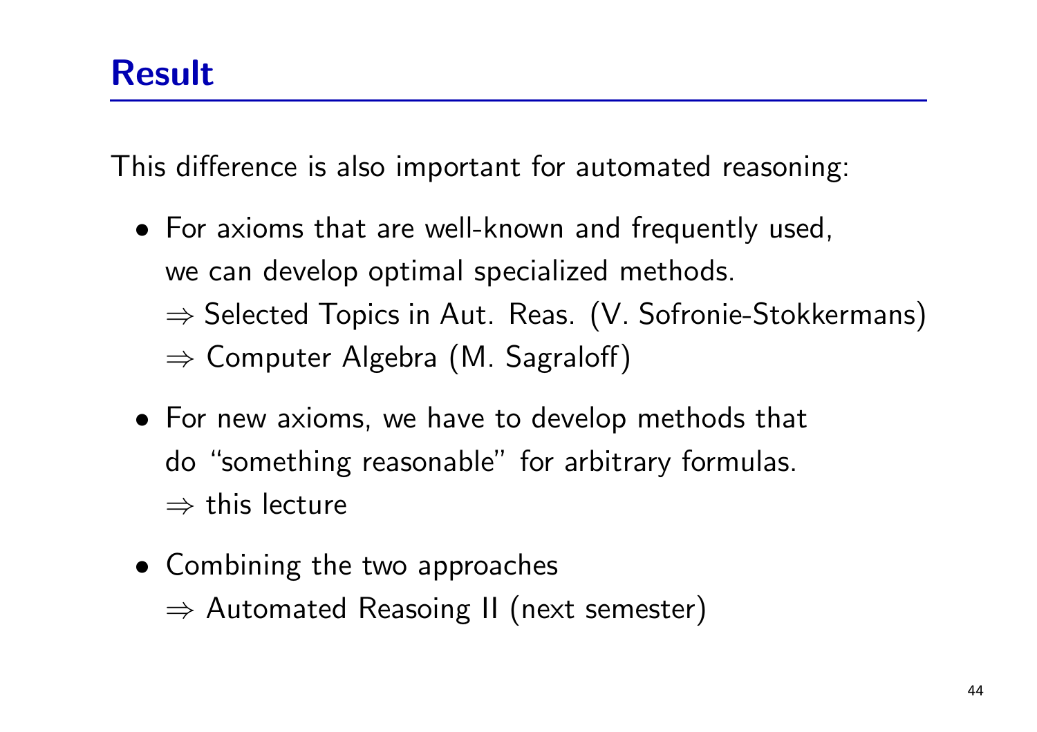# Result

This difference is also important for automated reasoning:

- For axioms that are well-known and frequently used, we can develop optimal specialized methods.
  $\Rightarrow$ Selected Topics in Aut. Reas. (V. Sofronie-Stokkermans)
  $\Rightarrow$ Computer Algebra (M. Sagraloff)

- For new axioms, we have to develop methods that do "something reasonable" for arbitrary formulas.
  $\Rightarrow$ this lecture

- Combining the two approaches
  $\Rightarrow$ Automated Reasoing II (next semester)